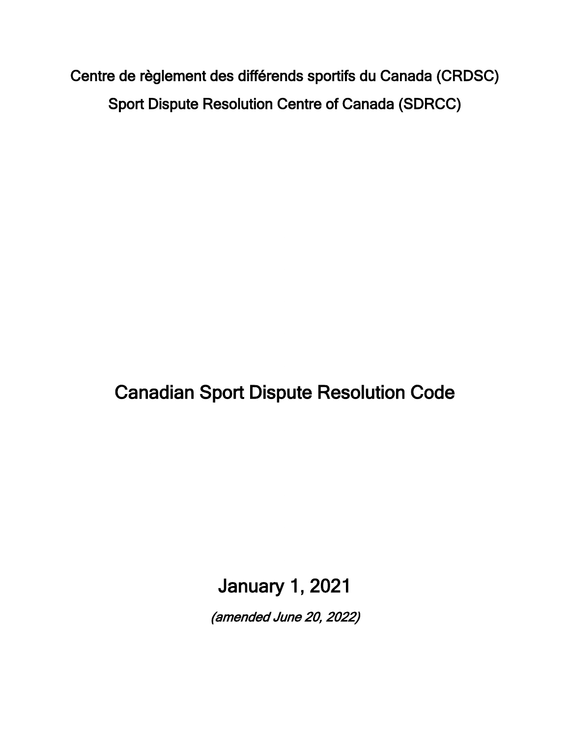Centre de règlement des différends sportifs du Canada (CRDSC)

Sport Dispute Resolution Centre of Canada (SDRCC)

# Canadian Sport Dispute Resolution Code

January 1, 2021

*(amended June 20, 2022)*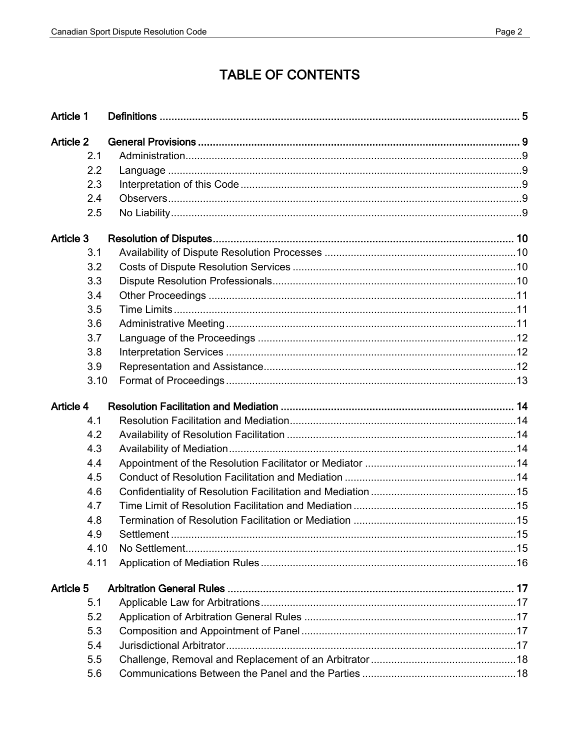# TABLE OF CONTENTS

| | | |
|---|---|---|
| **Article 1** | **Definitions** | **5** |
| **Article 2** | **General Provisions** | **9** |
| 2.1 | Administration | 9 |
| 2.2 | Language | 9 |
| 2.3 | Interpretation of this Code | 9 |
| 2.4 | Observers | 9 |
| 2.5 | No Liability | 9 |
| **Article 3** | **Resolution of Disputes** | **10** |
| 3.1 | Availability of Dispute Resolution Processes | 10 |
| 3.2 | Costs of Dispute Resolution Services | 10 |
| 3.3 | Dispute Resolution Professionals | 10 |
| 3.4 | Other Proceedings | 11 |
| 3.5 | Time Limits | 11 |
| 3.6 | Administrative Meeting | 11 |
| 3.7 | Language of the Proceedings | 12 |
| 3.8 | Interpretation Services | 12 |
| 3.9 | Representation and Assistance | 12 |
| 3.10 | Format of Proceedings | 13 |
| **Article 4** | **Resolution Facilitation and Mediation** | **14** |
| 4.1 | Resolution Facilitation and Mediation | 14 |
| 4.2 | Availability of Resolution Facilitation | 14 |
| 4.3 | Availability of Mediation | 14 |
| 4.4 | Appointment of the Resolution Facilitator or Mediator | 14 |
| 4.5 | Conduct of Resolution Facilitation and Mediation | 14 |
| 4.6 | Confidentiality of Resolution Facilitation and Mediation | 15 |
| 4.7 | Time Limit of Resolution Facilitation and Mediation | 15 |
| 4.8 | Termination of Resolution Facilitation or Mediation | 15 |
| 4.9 | Settlement | 15 |
| 4.10 | No Settlement | 15 |
| 4.11 | Application of Mediation Rules | 16 |
| **Article 5** | **Arbitration General Rules** | **17** |
| 5.1 | Applicable Law for Arbitrations | 17 |
| 5.2 | Application of Arbitration General Rules | 17 |
| 5.3 | Composition and Appointment of Panel | 17 |
| 5.4 | Jurisdictional Arbitrator | 17 |
| 5.5 | Challenge, Removal and Replacement of an Arbitrator | 18 |
| 5.6 | Communications Between the Panel and the Parties | 18 |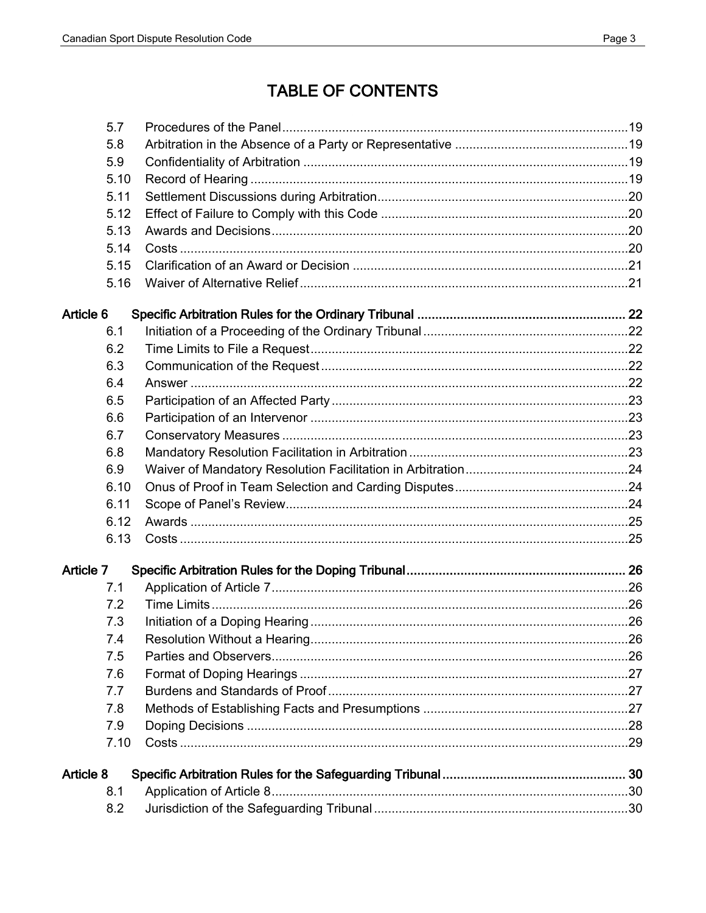# TABLE OF CONTENTS

| | | |
|---|---|---|
| 5.7 | Procedures of the Panel | 19 |
| 5.8 | Arbitration in the Absence of a Party or Representative | 19 |
| 5.9 | Confidentiality of Arbitration | 19 |
| 5.10 | Record of Hearing | 19 |
| 5.11 | Settlement Discussions during Arbitration | 20 |
| 5.12 | Effect of Failure to Comply with this Code | 20 |
| 5.13 | Awards and Decisions | 20 |
| 5.14 | Costs | 20 |
| 5.15 | Clarification of an Award or Decision | 21 |
| 5.16 | Waiver of Alternative Relief | 21 |
| **Article 6** | **Specific Arbitration Rules for the Ordinary Tribunal** | **22** |
| 6.1 | Initiation of a Proceeding of the Ordinary Tribunal | 22 |
| 6.2 | Time Limits to File a Request | 22 |
| 6.3 | Communication of the Request | 22 |
| 6.4 | Answer | 22 |
| 6.5 | Participation of an Affected Party | 23 |
| 6.6 | Participation of an Intervenor | 23 |
| 6.7 | Conservatory Measures | 23 |
| 6.8 | Mandatory Resolution Facilitation in Arbitration | 23 |
| 6.9 | Waiver of Mandatory Resolution Facilitation in Arbitration | 24 |
| 6.10 | Onus of Proof in Team Selection and Carding Disputes | 24 |
| 6.11 | Scope of Panel's Review | 24 |
| 6.12 | Awards | 25 |
| 6.13 | Costs | 25 |
| **Article 7** | **Specific Arbitration Rules for the Doping Tribunal** | **26** |
| 7.1 | Application of Article 7 | 26 |
| 7.2 | Time Limits | 26 |
| 7.3 | Initiation of a Doping Hearing | 26 |
| 7.4 | Resolution Without a Hearing | 26 |
| 7.5 | Parties and Observers | 26 |
| 7.6 | Format of Doping Hearings | 27 |
| 7.7 | Burdens and Standards of Proof | 27 |
| 7.8 | Methods of Establishing Facts and Presumptions | 27 |
| 7.9 | Doping Decisions | 28 |
| 7.10 | Costs | 29 |
| **Article 8** | **Specific Arbitration Rules for the Safeguarding Tribunal** | **30** |
| 8.1 | Application of Article 8 | 30 |
| 8.2 | Jurisdiction of the Safeguarding Tribunal | 30 |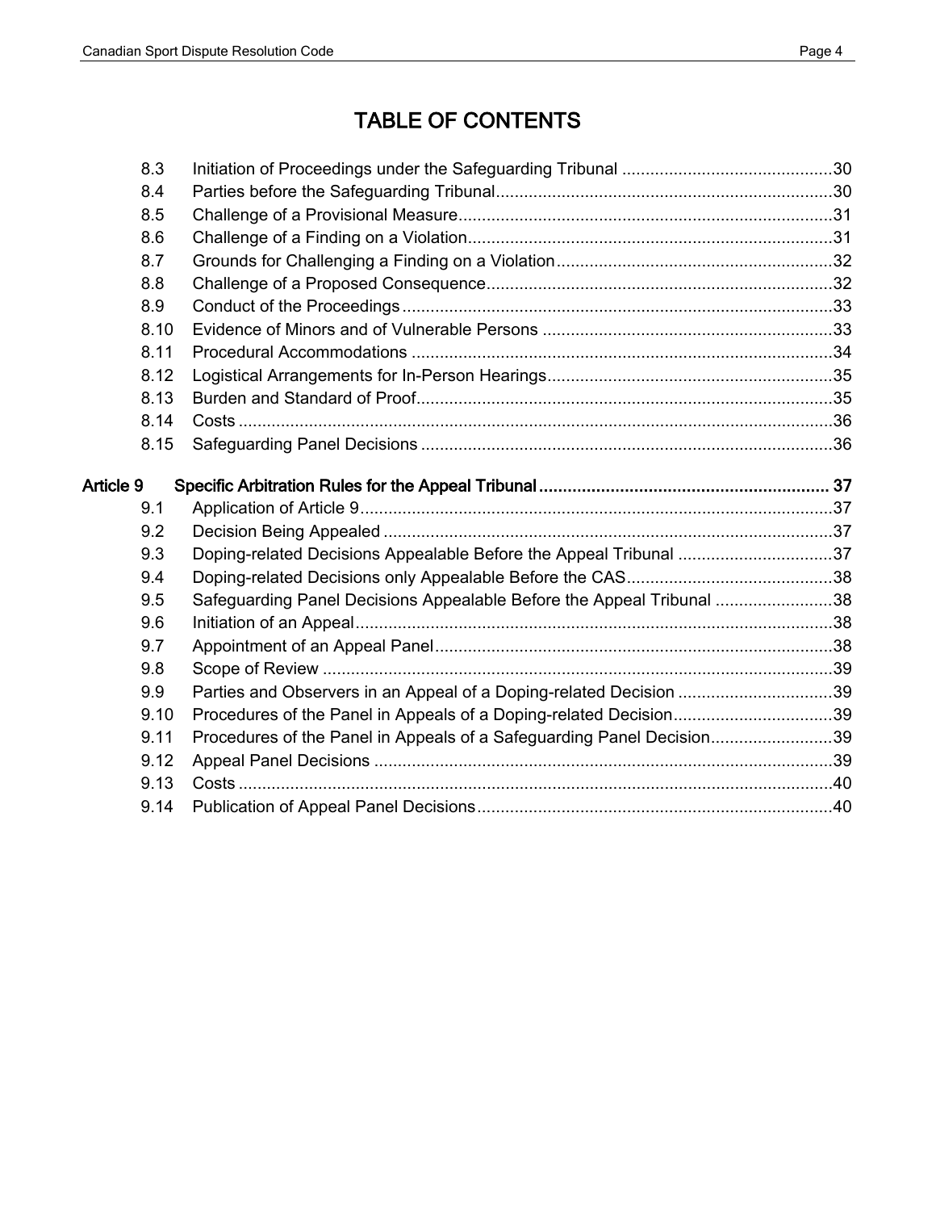# TABLE OF CONTENTS

| | | |
|---|---|---|
| 8.3 | Initiation of Proceedings under the Safeguarding Tribunal | 30 |
| 8.4 | Parties before the Safeguarding Tribunal | 30 |
| 8.5 | Challenge of a Provisional Measure | 31 |
| 8.6 | Challenge of a Finding on a Violation | 31 |
| 8.7 | Grounds for Challenging a Finding on a Violation | 32 |
| 8.8 | Challenge of a Proposed Consequence | 32 |
| 8.9 | Conduct of the Proceedings | 33 |
| 8.10 | Evidence of Minors and of Vulnerable Persons | 33 |
| 8.11 | Procedural Accommodations | 34 |
| 8.12 | Logistical Arrangements for In-Person Hearings | 35 |
| 8.13 | Burden and Standard of Proof | 35 |
| 8.14 | Costs | 36 |
| 8.15 | Safeguarding Panel Decisions | 36 |
| **Article 9** | **Specific Arbitration Rules for the Appeal Tribunal** | **37** |
| 9.1 | Application of Article 9 | 37 |
| 9.2 | Decision Being Appealed | 37 |
| 9.3 | Doping-related Decisions Appealable Before the Appeal Tribunal | 37 |
| 9.4 | Doping-related Decisions only Appealable Before the CAS | 38 |
| 9.5 | Safeguarding Panel Decisions Appealable Before the Appeal Tribunal | 38 |
| 9.6 | Initiation of an Appeal | 38 |
| 9.7 | Appointment of an Appeal Panel | 38 |
| 9.8 | Scope of Review | 39 |
| 9.9 | Parties and Observers in an Appeal of a Doping-related Decision | 39 |
| 9.10 | Procedures of the Panel in Appeals of a Doping-related Decision | 39 |
| 9.11 | Procedures of the Panel in Appeals of a Safeguarding Panel Decision | 39 |
| 9.12 | Appeal Panel Decisions | 39 |
| 9.13 | Costs | 40 |
| 9.14 | Publication of Appeal Panel Decisions | 40 |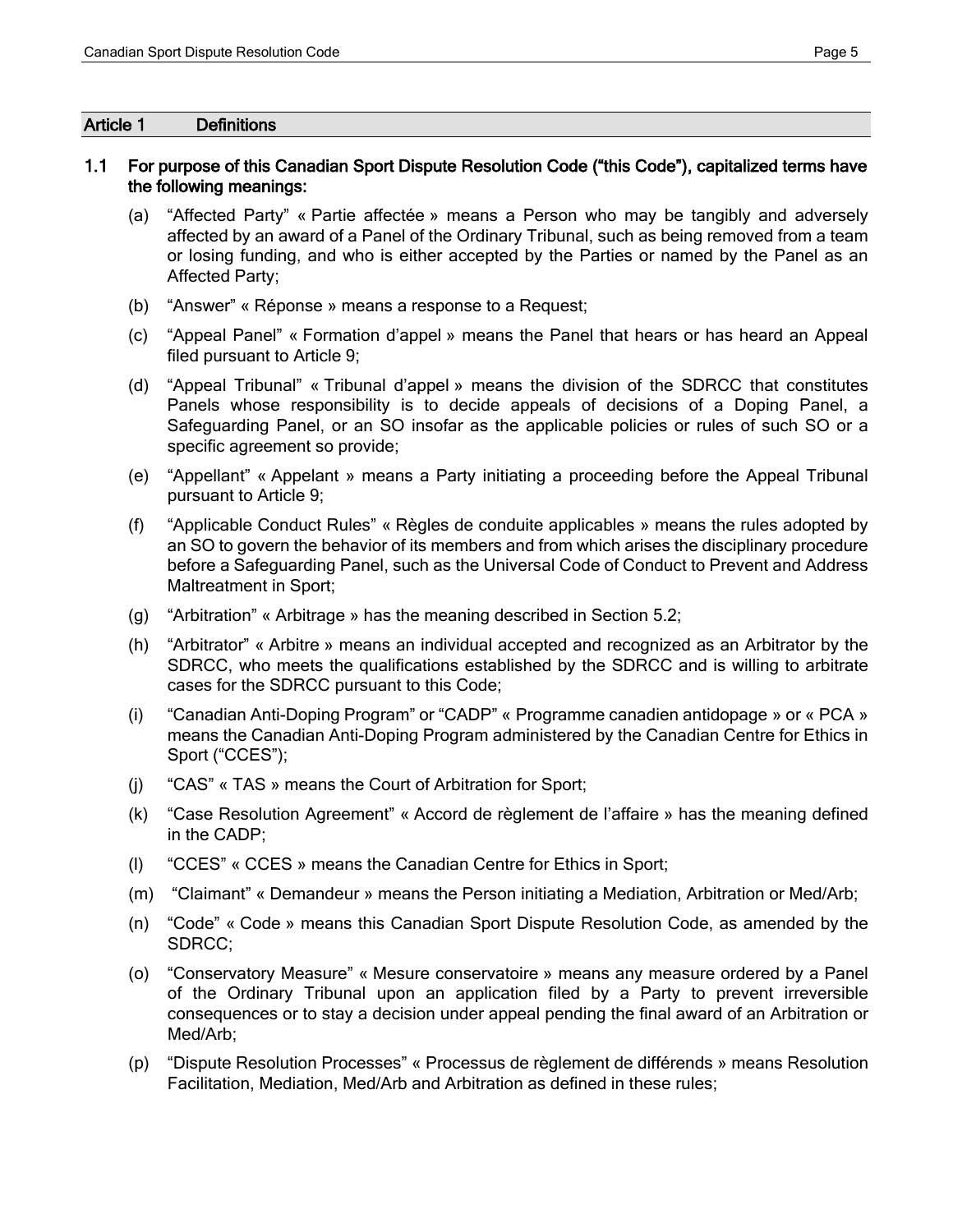## Article 1 Definitions

**1.1 For purpose of this Canadian Sport Dispute Resolution Code (“this Code”), capitalized terms have the following meanings:**

(a) “Affected Party” « Partie affectée » means a Person who may be tangibly and adversely affected by an award of a Panel of the Ordinary Tribunal, such as being removed from a team or losing funding, and who is either accepted by the Parties or named by the Panel as an Affected Party;

(b) “Answer” « Réponse » means a response to a Request;

(c) “Appeal Panel” « Formation d’appel » means the Panel that hears or has heard an Appeal filed pursuant to Article 9;

(d) “Appeal Tribunal” « Tribunal d’appel » means the division of the SDRCC that constitutes Panels whose responsibility is to decide appeals of decisions of a Doping Panel, a Safeguarding Panel, or an SO insofar as the applicable policies or rules of such SO or a specific agreement so provide;

(e) “Appellant” « Appelant » means a Party initiating a proceeding before the Appeal Tribunal pursuant to Article 9;

(f) “Applicable Conduct Rules” « Règles de conduite applicables » means the rules adopted by an SO to govern the behavior of its members and from which arises the disciplinary procedure before a Safeguarding Panel, such as the Universal Code of Conduct to Prevent and Address Maltreatment in Sport;

(g) “Arbitration” « Arbitrage » has the meaning described in Section 5.2;

(h) “Arbitrator” « Arbitre » means an individual accepted and recognized as an Arbitrator by the SDRCC, who meets the qualifications established by the SDRCC and is willing to arbitrate cases for the SDRCC pursuant to this Code;

(i) “Canadian Anti-Doping Program” or “CADP” « Programme canadien antidopage » or « PCA » means the Canadian Anti-Doping Program administered by the Canadian Centre for Ethics in Sport (“CCES”);

(j) “CAS” « TAS » means the Court of Arbitration for Sport;

(k) “Case Resolution Agreement” « Accord de règlement de l’affaire » has the meaning defined in the CADP;

(l) “CCES” « CCES » means the Canadian Centre for Ethics in Sport;

(m) “Claimant” « Demandeur » means the Person initiating a Mediation, Arbitration or Med/Arb;

(n) “Code” « Code » means this Canadian Sport Dispute Resolution Code, as amended by the SDRCC;

(o) “Conservatory Measure” « Mesure conservatoire » means any measure ordered by a Panel of the Ordinary Tribunal upon an application filed by a Party to prevent irreversible consequences or to stay a decision under appeal pending the final award of an Arbitration or Med/Arb;

(p) “Dispute Resolution Processes” « Processus de règlement de différends » means Resolution Facilitation, Mediation, Med/Arb and Arbitration as defined in these rules;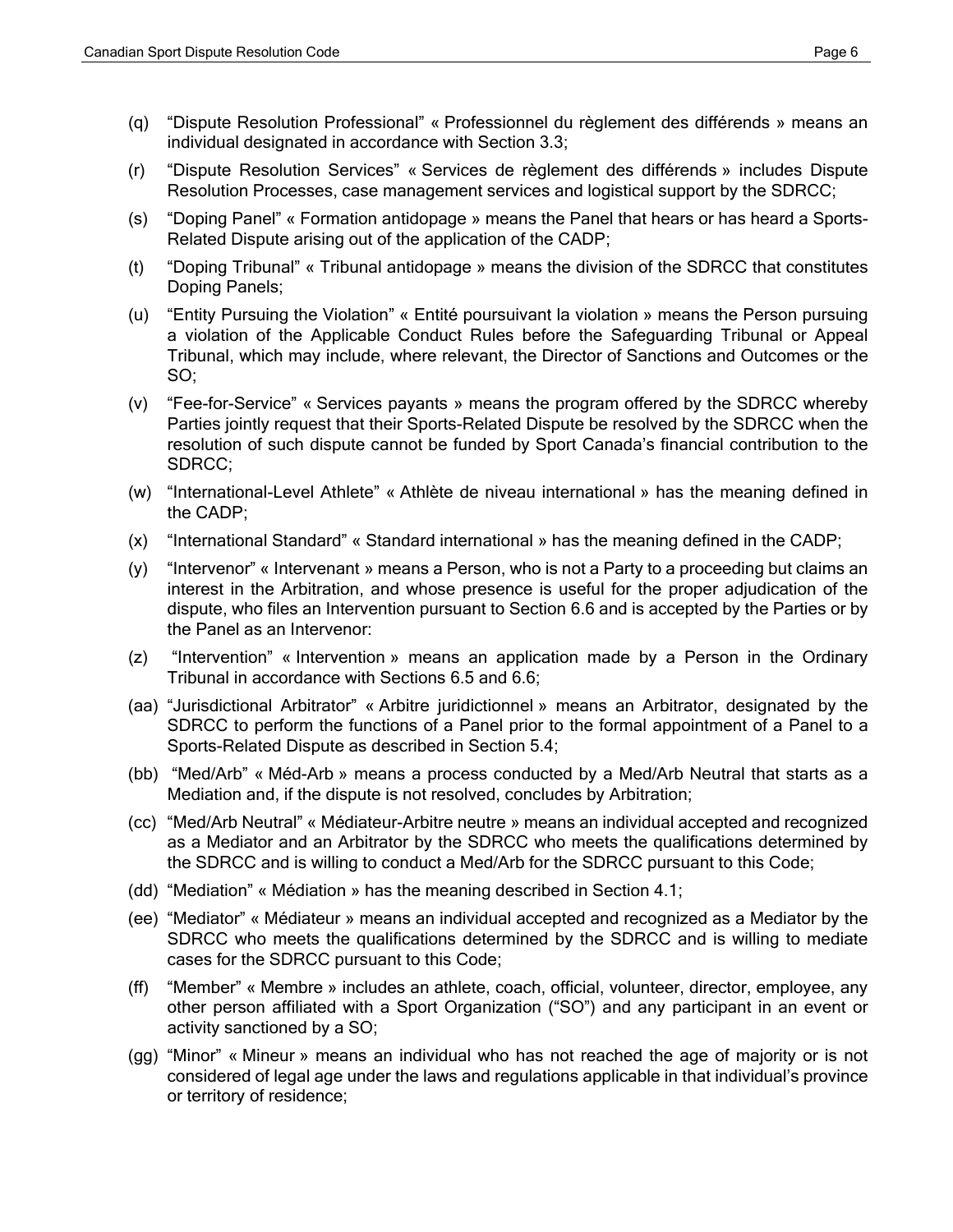(q) "Dispute Resolution Professional" « Professionnel du règlement des différends » means an individual designated in accordance with Section 3.3;

(r) "Dispute Resolution Services" « Services de règlement des différends » includes Dispute Resolution Processes, case management services and logistical support by the SDRCC;

(s) "Doping Panel" « Formation antidopage » means the Panel that hears or has heard a Sports-Related Dispute arising out of the application of the CADP;

(t) "Doping Tribunal" « Tribunal antidopage » means the division of the SDRCC that constitutes Doping Panels;

(u) "Entity Pursuing the Violation" « Entité poursuivant la violation » means the Person pursuing a violation of the Applicable Conduct Rules before the Safeguarding Tribunal or Appeal Tribunal, which may include, where relevant, the Director of Sanctions and Outcomes or the SO;

(v) "Fee-for-Service" « Services payants » means the program offered by the SDRCC whereby Parties jointly request that their Sports-Related Dispute be resolved by the SDRCC when the resolution of such dispute cannot be funded by Sport Canada's financial contribution to the SDRCC;

(w) "International-Level Athlete" « Athlète de niveau international » has the meaning defined in the CADP;

(x) "International Standard" « Standard international » has the meaning defined in the CADP;

(y) "Intervenor" « Intervenant » means a Person, who is not a Party to a proceeding but claims an interest in the Arbitration, and whose presence is useful for the proper adjudication of the dispute, who files an Intervention pursuant to Section 6.6 and is accepted by the Parties or by the Panel as an Intervenor:

(z) "Intervention" « Intervention » means an application made by a Person in the Ordinary Tribunal in accordance with Sections 6.5 and 6.6;

(aa) "Jurisdictional Arbitrator" « Arbitre juridictionnel » means an Arbitrator, designated by the SDRCC to perform the functions of a Panel prior to the formal appointment of a Panel to a Sports-Related Dispute as described in Section 5.4;

(bb) "Med/Arb" « Méd-Arb » means a process conducted by a Med/Arb Neutral that starts as a Mediation and, if the dispute is not resolved, concludes by Arbitration;

(cc) "Med/Arb Neutral" « Médiateur-Arbitre neutre » means an individual accepted and recognized as a Mediator and an Arbitrator by the SDRCC who meets the qualifications determined by the SDRCC and is willing to conduct a Med/Arb for the SDRCC pursuant to this Code;

(dd) "Mediation" « Médiation » has the meaning described in Section 4.1;

(ee) "Mediator" « Médiateur » means an individual accepted and recognized as a Mediator by the SDRCC who meets the qualifications determined by the SDRCC and is willing to mediate cases for the SDRCC pursuant to this Code;

(ff) "Member" « Membre » includes an athlete, coach, official, volunteer, director, employee, any other person affiliated with a Sport Organization ("SO") and any participant in an event or activity sanctioned by a SO;

(gg) "Minor" « Mineur » means an individual who has not reached the age of majority or is not considered of legal age under the laws and regulations applicable in that individual's province or territory of residence;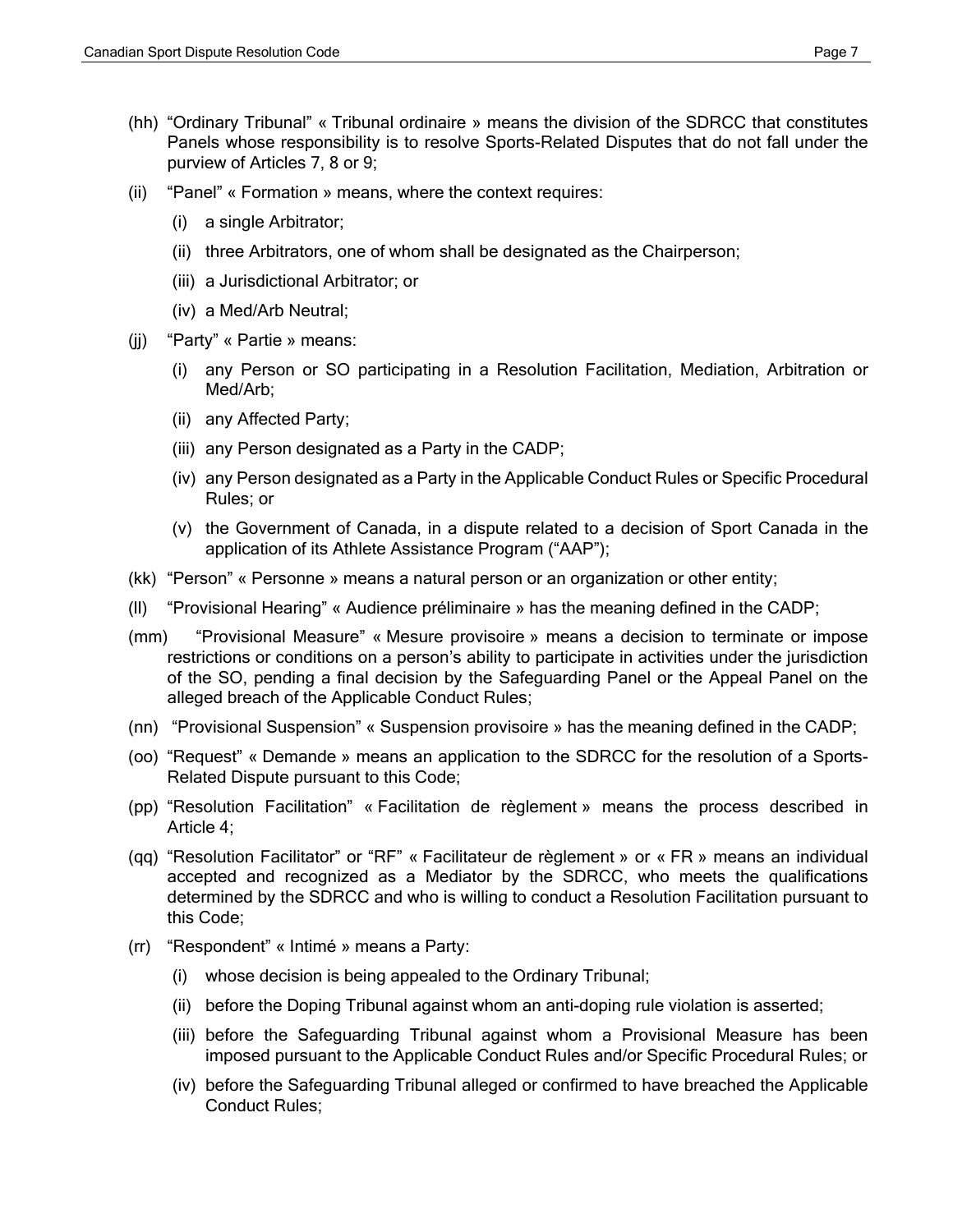(hh) "Ordinary Tribunal" « Tribunal ordinaire » means the division of the SDRCC that constitutes Panels whose responsibility is to resolve Sports-Related Disputes that do not fall under the purview of Articles 7, 8 or 9;

(ii) "Panel" « Formation » means, where the context requires:

- (i) a single Arbitrator;
- (ii) three Arbitrators, one of whom shall be designated as the Chairperson;
- (iii) a Jurisdictional Arbitrator; or
- (iv) a Med/Arb Neutral;

(jj) "Party" « Partie » means:

- (i) any Person or SO participating in a Resolution Facilitation, Mediation, Arbitration or Med/Arb;
- (ii) any Affected Party;
- (iii) any Person designated as a Party in the CADP;
- (iv) any Person designated as a Party in the Applicable Conduct Rules or Specific Procedural Rules; or
- (v) the Government of Canada, in a dispute related to a decision of Sport Canada in the application of its Athlete Assistance Program ("AAP");

(kk) "Person" « Personne » means a natural person or an organization or other entity;

(ll) "Provisional Hearing" « Audience préliminaire » has the meaning defined in the CADP;

(mm) "Provisional Measure" « Mesure provisoire » means a decision to terminate or impose restrictions or conditions on a person's ability to participate in activities under the jurisdiction of the SO, pending a final decision by the Safeguarding Panel or the Appeal Panel on the alleged breach of the Applicable Conduct Rules;

(nn) "Provisional Suspension" « Suspension provisoire » has the meaning defined in the CADP;

(oo) "Request" « Demande » means an application to the SDRCC for the resolution of a Sports-Related Dispute pursuant to this Code;

(pp) "Resolution Facilitation" « Facilitation de règlement » means the process described in Article 4;

(qq) "Resolution Facilitator" or "RF" « Facilitateur de règlement » or « FR » means an individual accepted and recognized as a Mediator by the SDRCC, who meets the qualifications determined by the SDRCC and who is willing to conduct a Resolution Facilitation pursuant to this Code;

(rr) "Respondent" « Intimé » means a Party:

- (i) whose decision is being appealed to the Ordinary Tribunal;
- (ii) before the Doping Tribunal against whom an anti-doping rule violation is asserted;
- (iii) before the Safeguarding Tribunal against whom a Provisional Measure has been imposed pursuant to the Applicable Conduct Rules and/or Specific Procedural Rules; or
- (iv) before the Safeguarding Tribunal alleged or confirmed to have breached the Applicable Conduct Rules;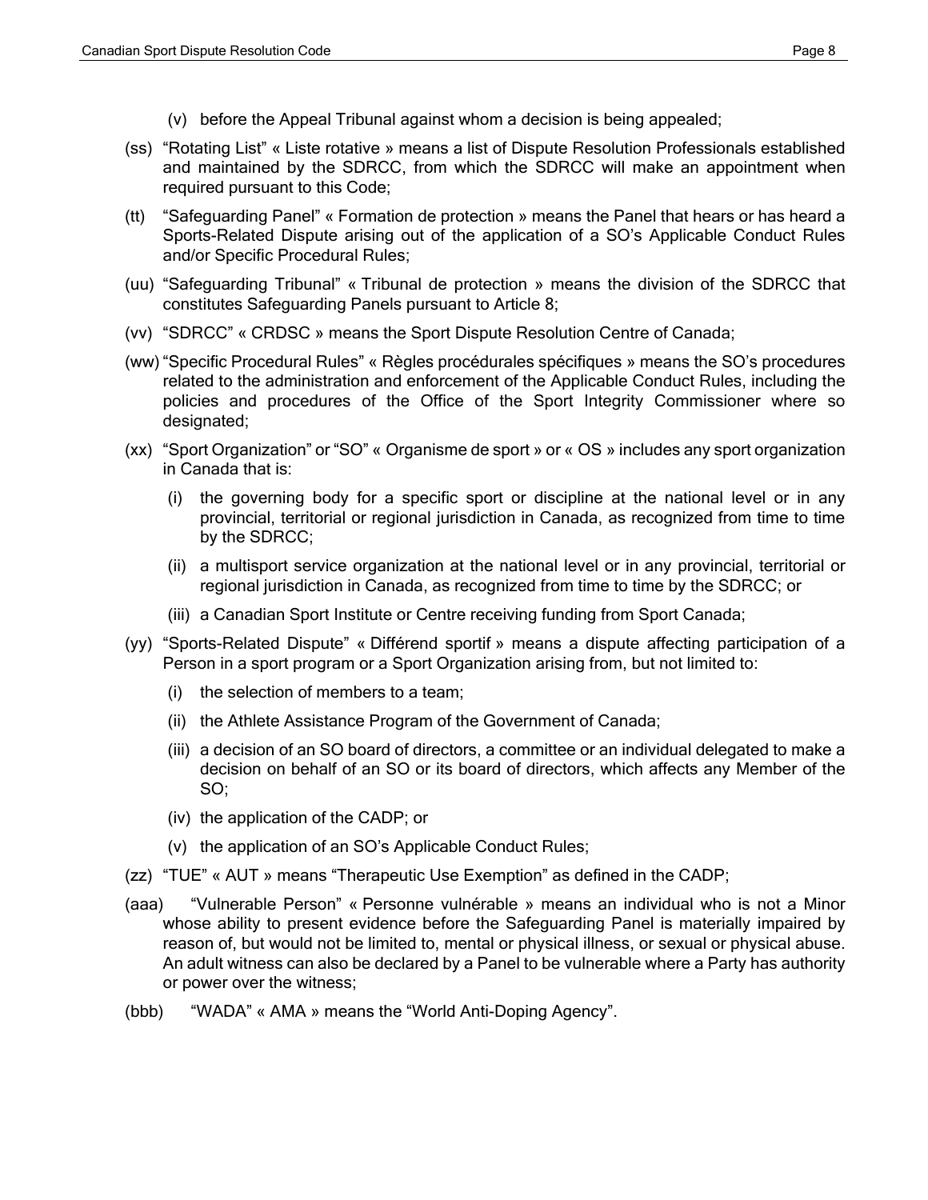(v) before the Appeal Tribunal against whom a decision is being appealed;

(ss) "Rotating List" « Liste rotative » means a list of Dispute Resolution Professionals established and maintained by the SDRCC, from which the SDRCC will make an appointment when required pursuant to this Code;

(tt) "Safeguarding Panel" « Formation de protection » means the Panel that hears or has heard a Sports-Related Dispute arising out of the application of a SO's Applicable Conduct Rules and/or Specific Procedural Rules;

(uu) "Safeguarding Tribunal" « Tribunal de protection » means the division of the SDRCC that constitutes Safeguarding Panels pursuant to Article 8;

(vv) "SDRCC" « CRDSC » means the Sport Dispute Resolution Centre of Canada;

(ww) "Specific Procedural Rules" « Règles procédurales spécifiques » means the SO's procedures related to the administration and enforcement of the Applicable Conduct Rules, including the policies and procedures of the Office of the Sport Integrity Commissioner where so designated;

(xx) "Sport Organization" or "SO" « Organisme de sport » or « OS » includes any sport organization in Canada that is:

  (i) the governing body for a specific sport or discipline at the national level or in any provincial, territorial or regional jurisdiction in Canada, as recognized from time to time by the SDRCC;

  (ii) a multisport service organization at the national level or in any provincial, territorial or regional jurisdiction in Canada, as recognized from time to time by the SDRCC; or

  (iii) a Canadian Sport Institute or Centre receiving funding from Sport Canada;

(yy) "Sports-Related Dispute" « Différend sportif » means a dispute affecting participation of a Person in a sport program or a Sport Organization arising from, but not limited to:

  (i) the selection of members to a team;

  (ii) the Athlete Assistance Program of the Government of Canada;

  (iii) a decision of an SO board of directors, a committee or an individual delegated to make a decision on behalf of an SO or its board of directors, which affects any Member of the SO;

  (iv) the application of the CADP; or

  (v) the application of an SO's Applicable Conduct Rules;

(zz) "TUE" « AUT » means "Therapeutic Use Exemption" as defined in the CADP;

(aaa) "Vulnerable Person" « Personne vulnérable » means an individual who is not a Minor whose ability to present evidence before the Safeguarding Panel is materially impaired by reason of, but would not be limited to, mental or physical illness, or sexual or physical abuse. An adult witness can also be declared by a Panel to be vulnerable where a Party has authority or power over the witness;

(bbb) "WADA" « AMA » means the "World Anti-Doping Agency".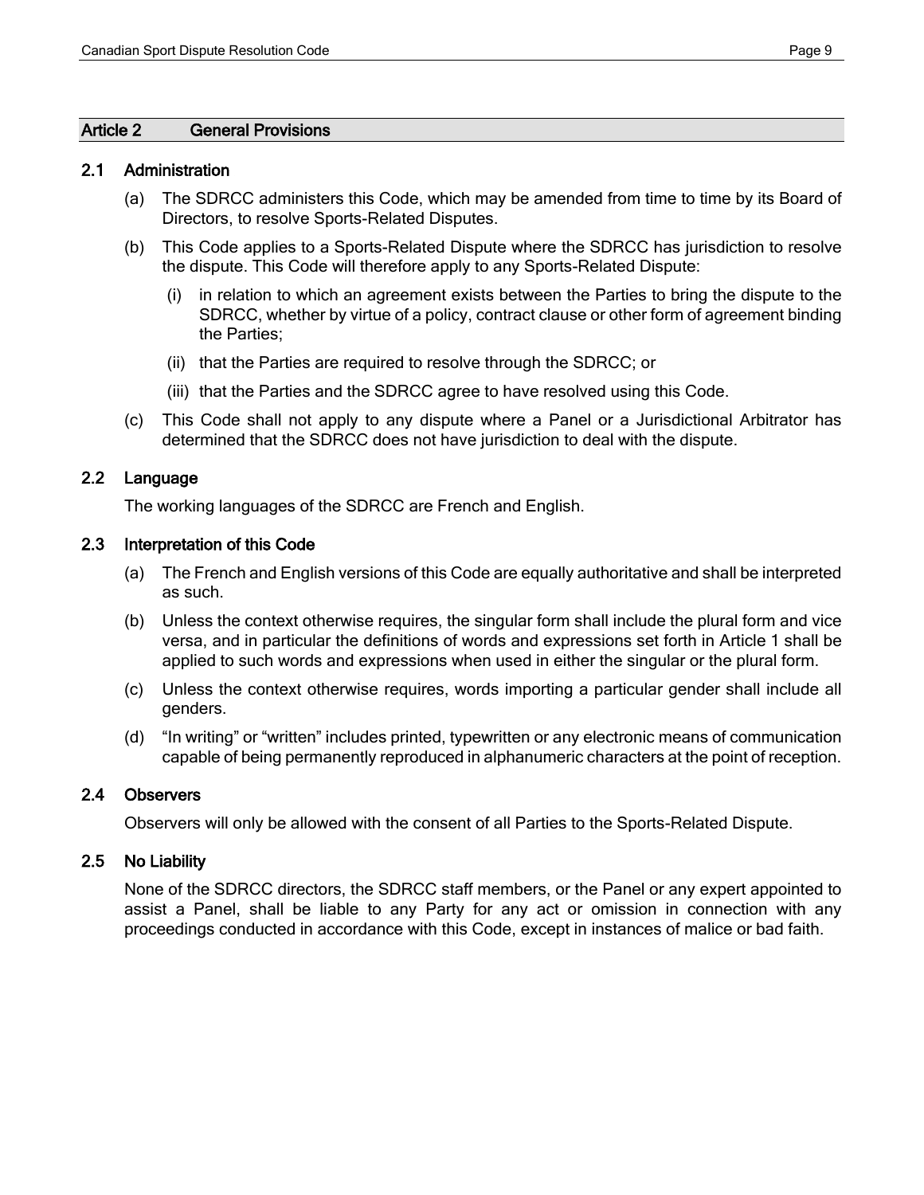## Article 2 General Provisions

### 2.1 Administration

(a) The SDRCC administers this Code, which may be amended from time to time by its Board of Directors, to resolve Sports-Related Disputes.

(b) This Code applies to a Sports-Related Dispute where the SDRCC has jurisdiction to resolve the dispute. This Code will therefore apply to any Sports-Related Dispute:

- (i) in relation to which an agreement exists between the Parties to bring the dispute to the SDRCC, whether by virtue of a policy, contract clause or other form of agreement binding the Parties;
- (ii) that the Parties are required to resolve through the SDRCC; or
- (iii) that the Parties and the SDRCC agree to have resolved using this Code.

(c) This Code shall not apply to any dispute where a Panel or a Jurisdictional Arbitrator has determined that the SDRCC does not have jurisdiction to deal with the dispute.

### 2.2 Language

The working languages of the SDRCC are French and English.

### 2.3 Interpretation of this Code

(a) The French and English versions of this Code are equally authoritative and shall be interpreted as such.

(b) Unless the context otherwise requires, the singular form shall include the plural form and vice versa, and in particular the definitions of words and expressions set forth in Article 1 shall be applied to such words and expressions when used in either the singular or the plural form.

(c) Unless the context otherwise requires, words importing a particular gender shall include all genders.

(d) "In writing" or "written" includes printed, typewritten or any electronic means of communication capable of being permanently reproduced in alphanumeric characters at the point of reception.

### 2.4 Observers

Observers will only be allowed with the consent of all Parties to the Sports-Related Dispute.

### 2.5 No Liability

None of the SDRCC directors, the SDRCC staff members, or the Panel or any expert appointed to assist a Panel, shall be liable to any Party for any act or omission in connection with any proceedings conducted in accordance with this Code, except in instances of malice or bad faith.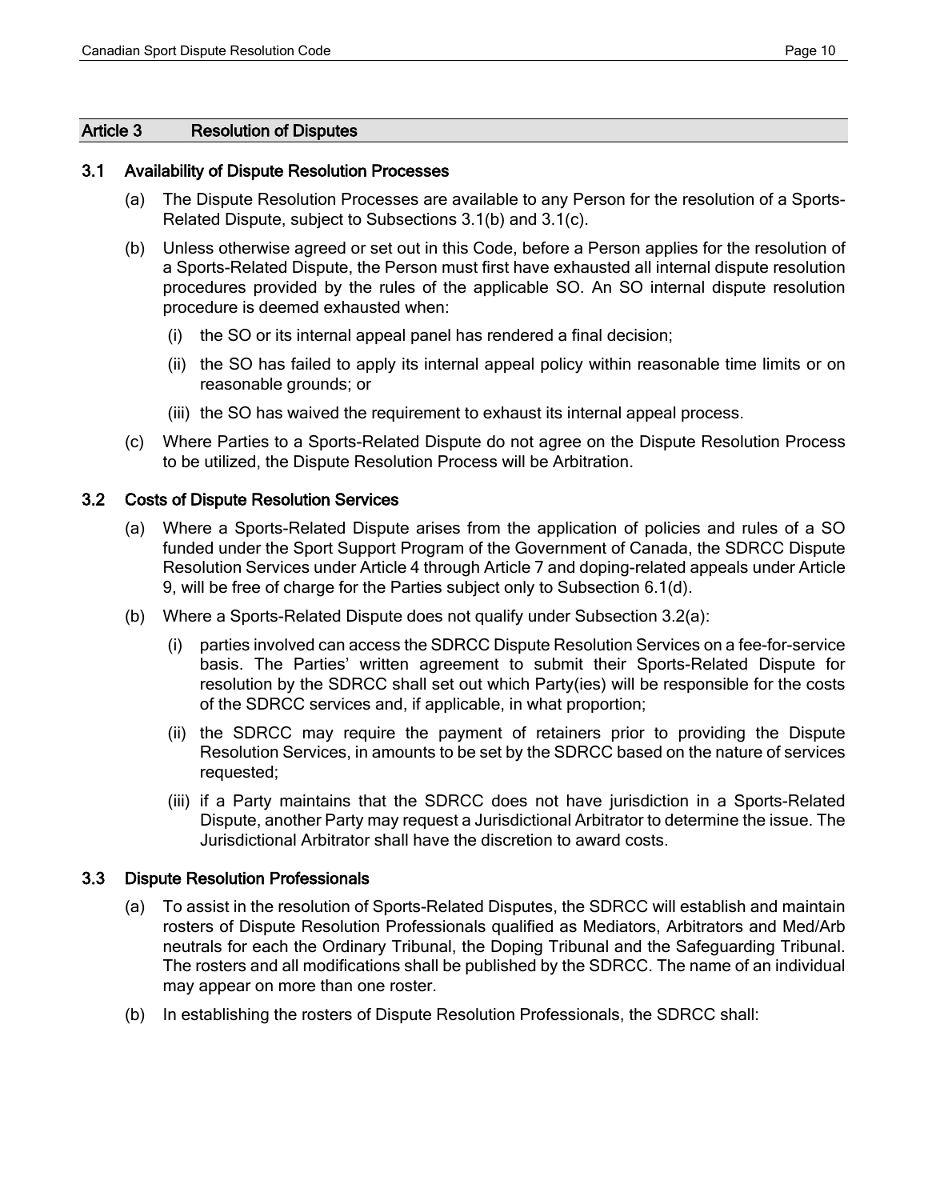## Article 3 Resolution of Disputes

### 3.1 Availability of Dispute Resolution Processes

(a) The Dispute Resolution Processes are available to any Person for the resolution of a Sports-Related Dispute, subject to Subsections 3.1(b) and 3.1(c).

(b) Unless otherwise agreed or set out in this Code, before a Person applies for the resolution of a Sports-Related Dispute, the Person must first have exhausted all internal dispute resolution procedures provided by the rules of the applicable SO. An SO internal dispute resolution procedure is deemed exhausted when:

  (i) the SO or its internal appeal panel has rendered a final decision;

  (ii) the SO has failed to apply its internal appeal policy within reasonable time limits or on reasonable grounds; or

  (iii) the SO has waived the requirement to exhaust its internal appeal process.

(c) Where Parties to a Sports-Related Dispute do not agree on the Dispute Resolution Process to be utilized, the Dispute Resolution Process will be Arbitration.

### 3.2 Costs of Dispute Resolution Services

(a) Where a Sports-Related Dispute arises from the application of policies and rules of a SO funded under the Sport Support Program of the Government of Canada, the SDRCC Dispute Resolution Services under Article 4 through Article 7 and doping-related appeals under Article 9, will be free of charge for the Parties subject only to Subsection 6.1(d).

(b) Where a Sports-Related Dispute does not qualify under Subsection 3.2(a):

  (i) parties involved can access the SDRCC Dispute Resolution Services on a fee-for-service basis. The Parties' written agreement to submit their Sports-Related Dispute for resolution by the SDRCC shall set out which Party(ies) will be responsible for the costs of the SDRCC services and, if applicable, in what proportion;

  (ii) the SDRCC may require the payment of retainers prior to providing the Dispute Resolution Services, in amounts to be set by the SDRCC based on the nature of services requested;

  (iii) if a Party maintains that the SDRCC does not have jurisdiction in a Sports-Related Dispute, another Party may request a Jurisdictional Arbitrator to determine the issue. The Jurisdictional Arbitrator shall have the discretion to award costs.

### 3.3 Dispute Resolution Professionals

(a) To assist in the resolution of Sports-Related Disputes, the SDRCC will establish and maintain rosters of Dispute Resolution Professionals qualified as Mediators, Arbitrators and Med/Arb neutrals for each the Ordinary Tribunal, the Doping Tribunal and the Safeguarding Tribunal. The rosters and all modifications shall be published by the SDRCC. The name of an individual may appear on more than one roster.

(b) In establishing the rosters of Dispute Resolution Professionals, the SDRCC shall: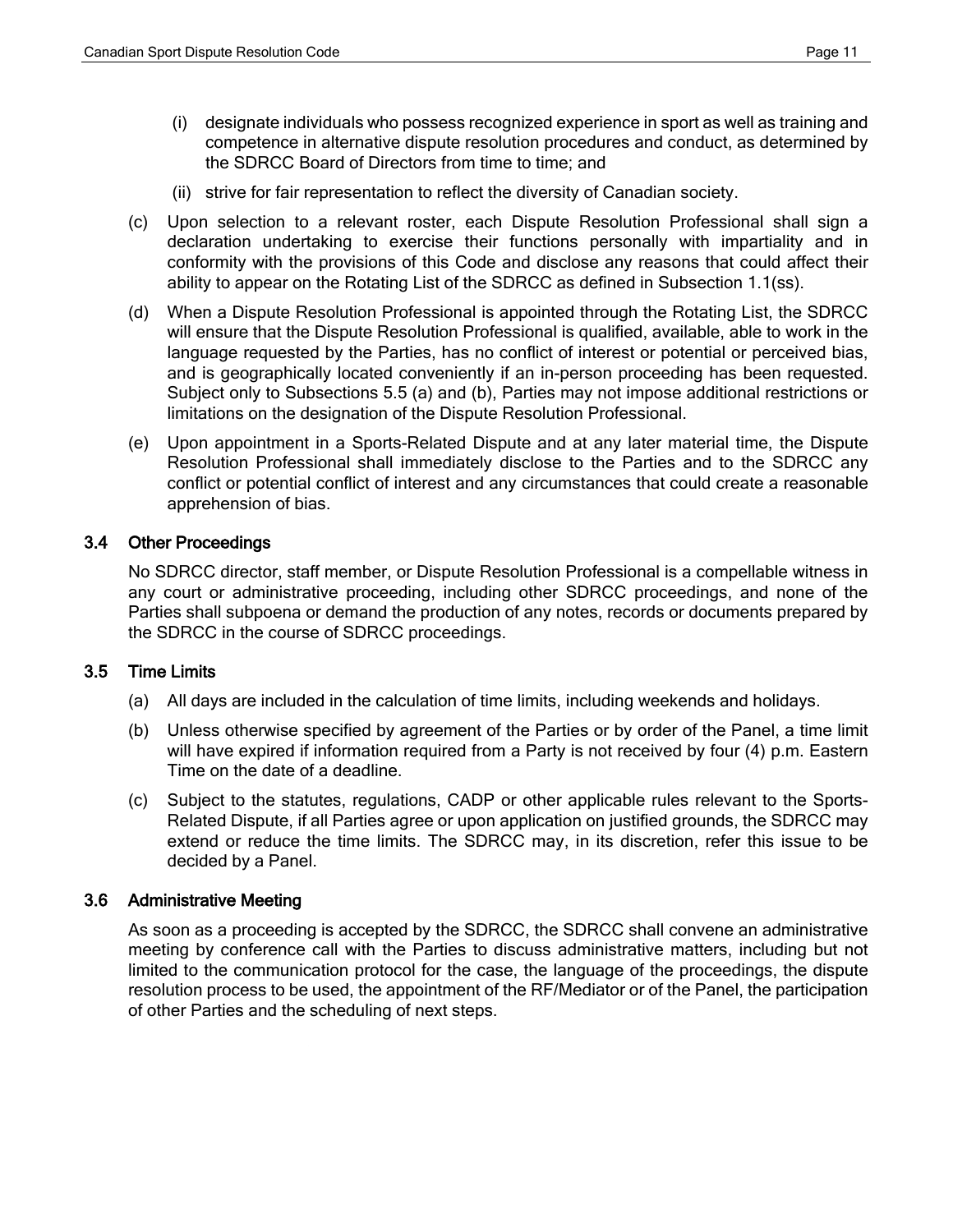(i) designate individuals who possess recognized experience in sport as well as training and competence in alternative dispute resolution procedures and conduct, as determined by the SDRCC Board of Directors from time to time; and

(ii) strive for fair representation to reflect the diversity of Canadian society.

(c) Upon selection to a relevant roster, each Dispute Resolution Professional shall sign a declaration undertaking to exercise their functions personally with impartiality and in conformity with the provisions of this Code and disclose any reasons that could affect their ability to appear on the Rotating List of the SDRCC as defined in Subsection 1.1(ss).

(d) When a Dispute Resolution Professional is appointed through the Rotating List, the SDRCC will ensure that the Dispute Resolution Professional is qualified, available, able to work in the language requested by the Parties, has no conflict of interest or potential or perceived bias, and is geographically located conveniently if an in-person proceeding has been requested. Subject only to Subsections 5.5 (a) and (b), Parties may not impose additional restrictions or limitations on the designation of the Dispute Resolution Professional.

(e) Upon appointment in a Sports-Related Dispute and at any later material time, the Dispute Resolution Professional shall immediately disclose to the Parties and to the SDRCC any conflict or potential conflict of interest and any circumstances that could create a reasonable apprehension of bias.

### 3.4 Other Proceedings

No SDRCC director, staff member, or Dispute Resolution Professional is a compellable witness in any court or administrative proceeding, including other SDRCC proceedings, and none of the Parties shall subpoena or demand the production of any notes, records or documents prepared by the SDRCC in the course of SDRCC proceedings.

### 3.5 Time Limits

(a) All days are included in the calculation of time limits, including weekends and holidays.

(b) Unless otherwise specified by agreement of the Parties or by order of the Panel, a time limit will have expired if information required from a Party is not received by four (4) p.m. Eastern Time on the date of a deadline.

(c) Subject to the statutes, regulations, CADP or other applicable rules relevant to the Sports-Related Dispute, if all Parties agree or upon application on justified grounds, the SDRCC may extend or reduce the time limits. The SDRCC may, in its discretion, refer this issue to be decided by a Panel.

### 3.6 Administrative Meeting

As soon as a proceeding is accepted by the SDRCC, the SDRCC shall convene an administrative meeting by conference call with the Parties to discuss administrative matters, including but not limited to the communication protocol for the case, the language of the proceedings, the dispute resolution process to be used, the appointment of the RF/Mediator or of the Panel, the participation of other Parties and the scheduling of next steps.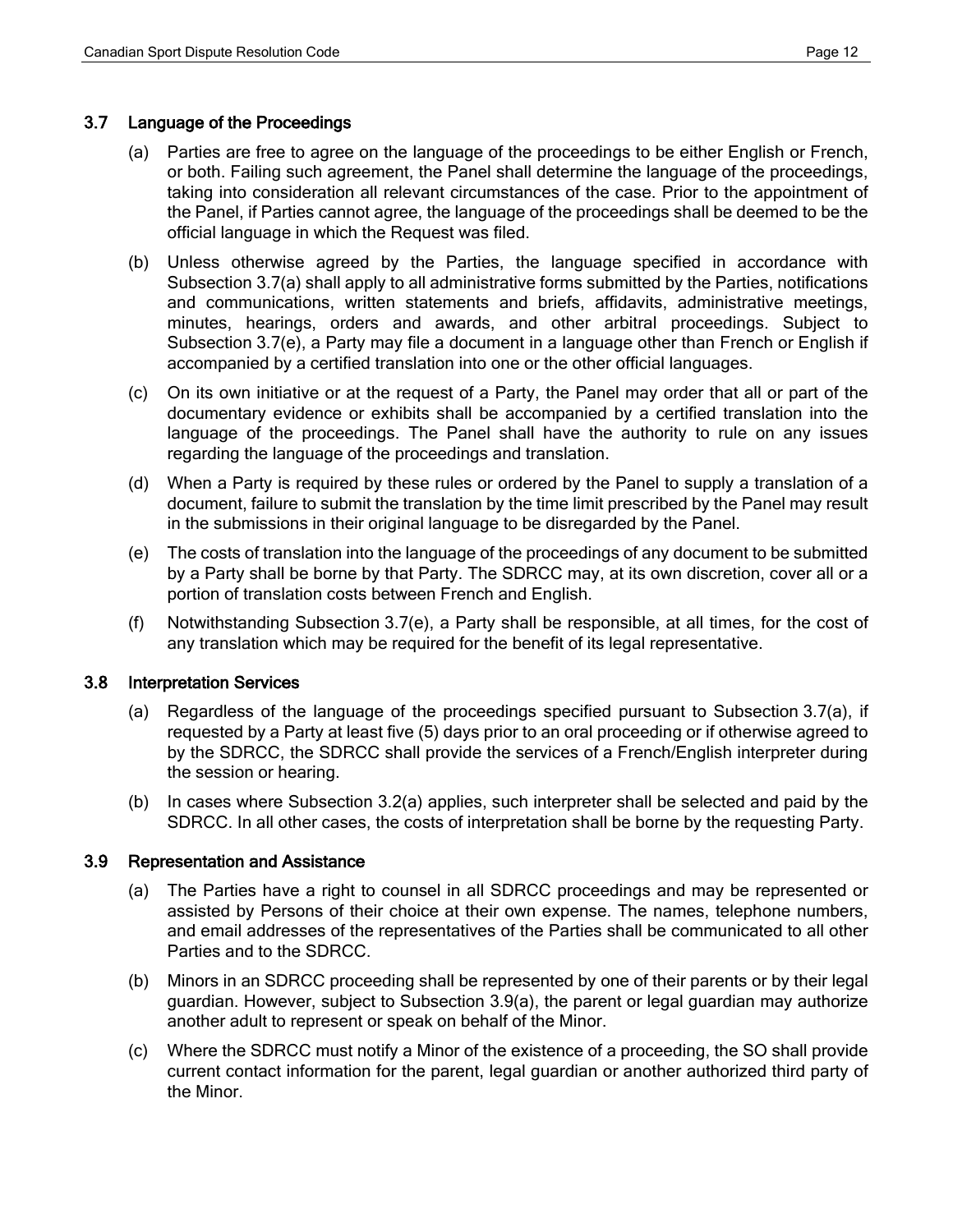### 3.7 Language of the Proceedings

(a) Parties are free to agree on the language of the proceedings to be either English or French, or both. Failing such agreement, the Panel shall determine the language of the proceedings, taking into consideration all relevant circumstances of the case. Prior to the appointment of the Panel, if Parties cannot agree, the language of the proceedings shall be deemed to be the official language in which the Request was filed.

(b) Unless otherwise agreed by the Parties, the language specified in accordance with Subsection 3.7(a) shall apply to all administrative forms submitted by the Parties, notifications and communications, written statements and briefs, affidavits, administrative meetings, minutes, hearings, orders and awards, and other arbitral proceedings. Subject to Subsection 3.7(e), a Party may file a document in a language other than French or English if accompanied by a certified translation into one or the other official languages.

(c) On its own initiative or at the request of a Party, the Panel may order that all or part of the documentary evidence or exhibits shall be accompanied by a certified translation into the language of the proceedings. The Panel shall have the authority to rule on any issues regarding the language of the proceedings and translation.

(d) When a Party is required by these rules or ordered by the Panel to supply a translation of a document, failure to submit the translation by the time limit prescribed by the Panel may result in the submissions in their original language to be disregarded by the Panel.

(e) The costs of translation into the language of the proceedings of any document to be submitted by a Party shall be borne by that Party. The SDRCC may, at its own discretion, cover all or a portion of translation costs between French and English.

(f) Notwithstanding Subsection 3.7(e), a Party shall be responsible, at all times, for the cost of any translation which may be required for the benefit of its legal representative.

### 3.8 Interpretation Services

(a) Regardless of the language of the proceedings specified pursuant to Subsection 3.7(a), if requested by a Party at least five (5) days prior to an oral proceeding or if otherwise agreed to by the SDRCC, the SDRCC shall provide the services of a French/English interpreter during the session or hearing.

(b) In cases where Subsection 3.2(a) applies, such interpreter shall be selected and paid by the SDRCC. In all other cases, the costs of interpretation shall be borne by the requesting Party.

### 3.9 Representation and Assistance

(a) The Parties have a right to counsel in all SDRCC proceedings and may be represented or assisted by Persons of their choice at their own expense. The names, telephone numbers, and email addresses of the representatives of the Parties shall be communicated to all other Parties and to the SDRCC.

(b) Minors in an SDRCC proceeding shall be represented by one of their parents or by their legal guardian. However, subject to Subsection 3.9(a), the parent or legal guardian may authorize another adult to represent or speak on behalf of the Minor.

(c) Where the SDRCC must notify a Minor of the existence of a proceeding, the SO shall provide current contact information for the parent, legal guardian or another authorized third party of the Minor.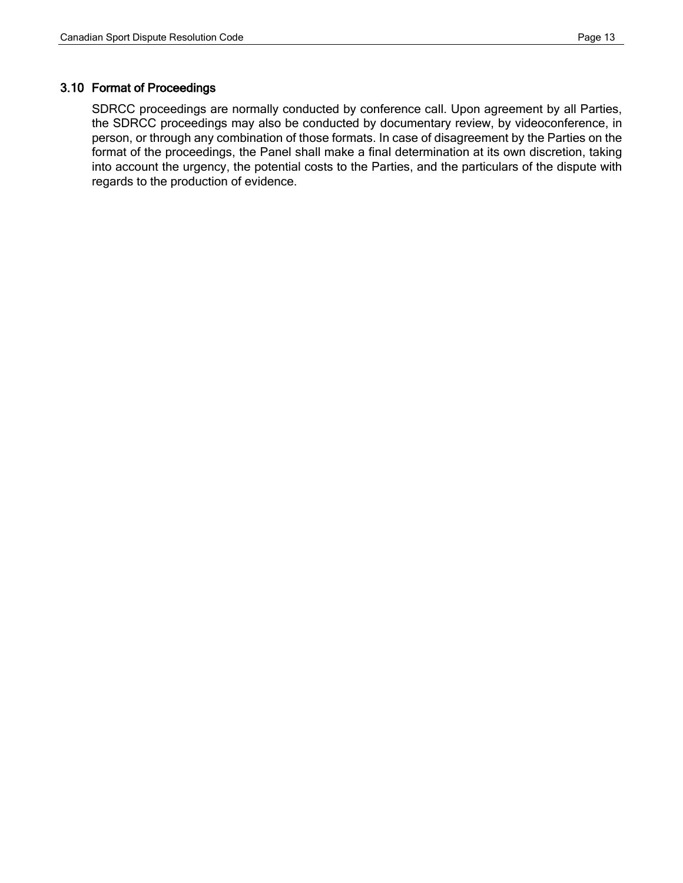### 3.10 Format of Proceedings

SDRCC proceedings are normally conducted by conference call. Upon agreement by all Parties, the SDRCC proceedings may also be conducted by documentary review, by videoconference, in person, or through any combination of those formats. In case of disagreement by the Parties on the format of the proceedings, the Panel shall make a final determination at its own discretion, taking into account the urgency, the potential costs to the Parties, and the particulars of the dispute with regards to the production of evidence.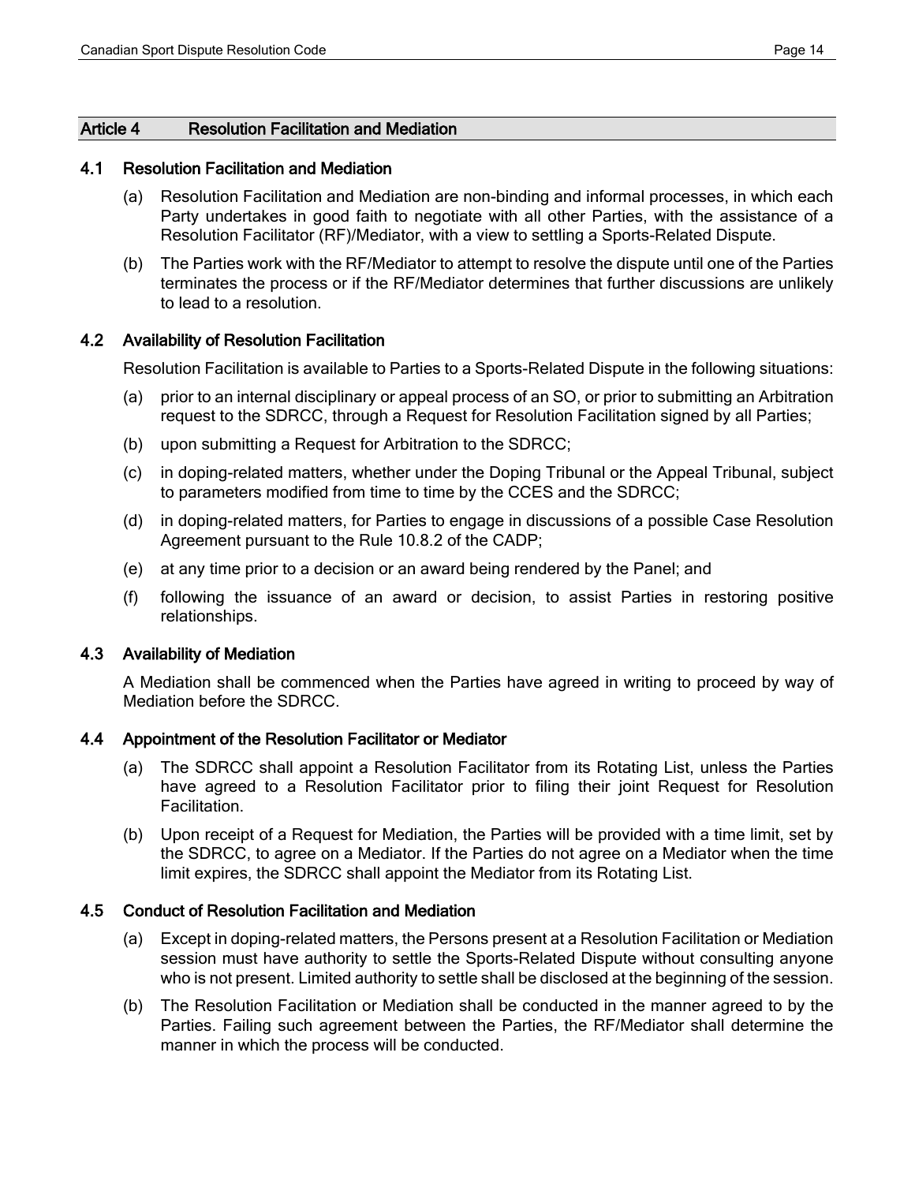## Article 4 Resolution Facilitation and Mediation

### 4.1 Resolution Facilitation and Mediation

(a) Resolution Facilitation and Mediation are non-binding and informal processes, in which each Party undertakes in good faith to negotiate with all other Parties, with the assistance of a Resolution Facilitator (RF)/Mediator, with a view to settling a Sports-Related Dispute.

(b) The Parties work with the RF/Mediator to attempt to resolve the dispute until one of the Parties terminates the process or if the RF/Mediator determines that further discussions are unlikely to lead to a resolution.

### 4.2 Availability of Resolution Facilitation

Resolution Facilitation is available to Parties to a Sports-Related Dispute in the following situations:

(a) prior to an internal disciplinary or appeal process of an SO, or prior to submitting an Arbitration request to the SDRCC, through a Request for Resolution Facilitation signed by all Parties;

(b) upon submitting a Request for Arbitration to the SDRCC;

(c) in doping-related matters, whether under the Doping Tribunal or the Appeal Tribunal, subject to parameters modified from time to time by the CCES and the SDRCC;

(d) in doping-related matters, for Parties to engage in discussions of a possible Case Resolution Agreement pursuant to the Rule 10.8.2 of the CADP;

(e) at any time prior to a decision or an award being rendered by the Panel; and

(f) following the issuance of an award or decision, to assist Parties in restoring positive relationships.

### 4.3 Availability of Mediation

A Mediation shall be commenced when the Parties have agreed in writing to proceed by way of Mediation before the SDRCC.

### 4.4 Appointment of the Resolution Facilitator or Mediator

(a) The SDRCC shall appoint a Resolution Facilitator from its Rotating List, unless the Parties have agreed to a Resolution Facilitator prior to filing their joint Request for Resolution Facilitation.

(b) Upon receipt of a Request for Mediation, the Parties will be provided with a time limit, set by the SDRCC, to agree on a Mediator. If the Parties do not agree on a Mediator when the time limit expires, the SDRCC shall appoint the Mediator from its Rotating List.

### 4.5 Conduct of Resolution Facilitation and Mediation

(a) Except in doping-related matters, the Persons present at a Resolution Facilitation or Mediation session must have authority to settle the Sports-Related Dispute without consulting anyone who is not present. Limited authority to settle shall be disclosed at the beginning of the session.

(b) The Resolution Facilitation or Mediation shall be conducted in the manner agreed to by the Parties. Failing such agreement between the Parties, the RF/Mediator shall determine the manner in which the process will be conducted.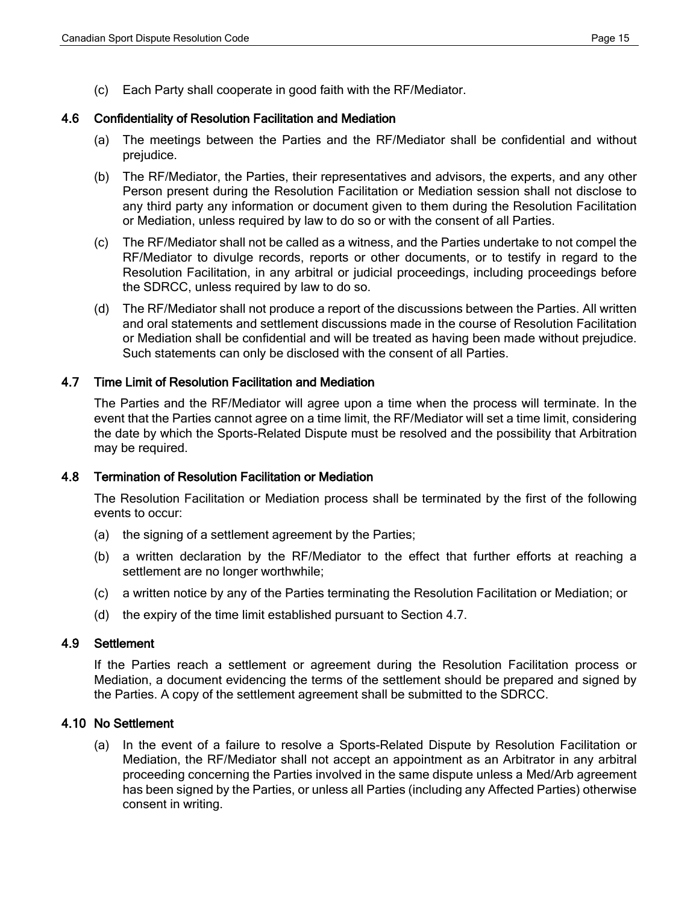(c) Each Party shall cooperate in good faith with the RF/Mediator.

### 4.6 Confidentiality of Resolution Facilitation and Mediation

(a) The meetings between the Parties and the RF/Mediator shall be confidential and without prejudice.

(b) The RF/Mediator, the Parties, their representatives and advisors, the experts, and any other Person present during the Resolution Facilitation or Mediation session shall not disclose to any third party any information or document given to them during the Resolution Facilitation or Mediation, unless required by law to do so or with the consent of all Parties.

(c) The RF/Mediator shall not be called as a witness, and the Parties undertake to not compel the RF/Mediator to divulge records, reports or other documents, or to testify in regard to the Resolution Facilitation, in any arbitral or judicial proceedings, including proceedings before the SDRCC, unless required by law to do so.

(d) The RF/Mediator shall not produce a report of the discussions between the Parties. All written and oral statements and settlement discussions made in the course of Resolution Facilitation or Mediation shall be confidential and will be treated as having been made without prejudice. Such statements can only be disclosed with the consent of all Parties.

### 4.7 Time Limit of Resolution Facilitation and Mediation

The Parties and the RF/Mediator will agree upon a time when the process will terminate. In the event that the Parties cannot agree on a time limit, the RF/Mediator will set a time limit, considering the date by which the Sports-Related Dispute must be resolved and the possibility that Arbitration may be required.

### 4.8 Termination of Resolution Facilitation or Mediation

The Resolution Facilitation or Mediation process shall be terminated by the first of the following events to occur:

(a) the signing of a settlement agreement by the Parties;

(b) a written declaration by the RF/Mediator to the effect that further efforts at reaching a settlement are no longer worthwhile;

(c) a written notice by any of the Parties terminating the Resolution Facilitation or Mediation; or

(d) the expiry of the time limit established pursuant to Section 4.7.

### 4.9 Settlement

If the Parties reach a settlement or agreement during the Resolution Facilitation process or Mediation, a document evidencing the terms of the settlement should be prepared and signed by the Parties. A copy of the settlement agreement shall be submitted to the SDRCC.

### 4.10 No Settlement

(a) In the event of a failure to resolve a Sports-Related Dispute by Resolution Facilitation or Mediation, the RF/Mediator shall not accept an appointment as an Arbitrator in any arbitral proceeding concerning the Parties involved in the same dispute unless a Med/Arb agreement has been signed by the Parties, or unless all Parties (including any Affected Parties) otherwise consent in writing.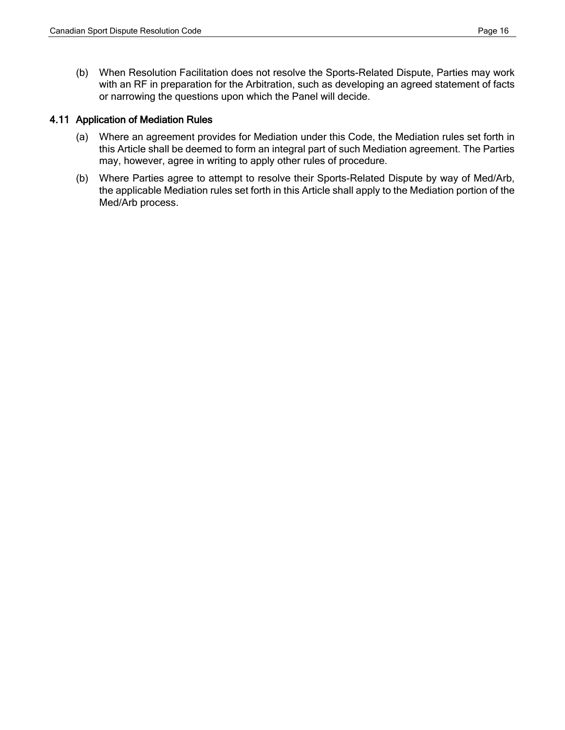(b) When Resolution Facilitation does not resolve the Sports-Related Dispute, Parties may work with an RF in preparation for the Arbitration, such as developing an agreed statement of facts or narrowing the questions upon which the Panel will decide.

### 4.11 Application of Mediation Rules

(a) Where an agreement provides for Mediation under this Code, the Mediation rules set forth in this Article shall be deemed to form an integral part of such Mediation agreement. The Parties may, however, agree in writing to apply other rules of procedure.

(b) Where Parties agree to attempt to resolve their Sports-Related Dispute by way of Med/Arb, the applicable Mediation rules set forth in this Article shall apply to the Mediation portion of the Med/Arb process.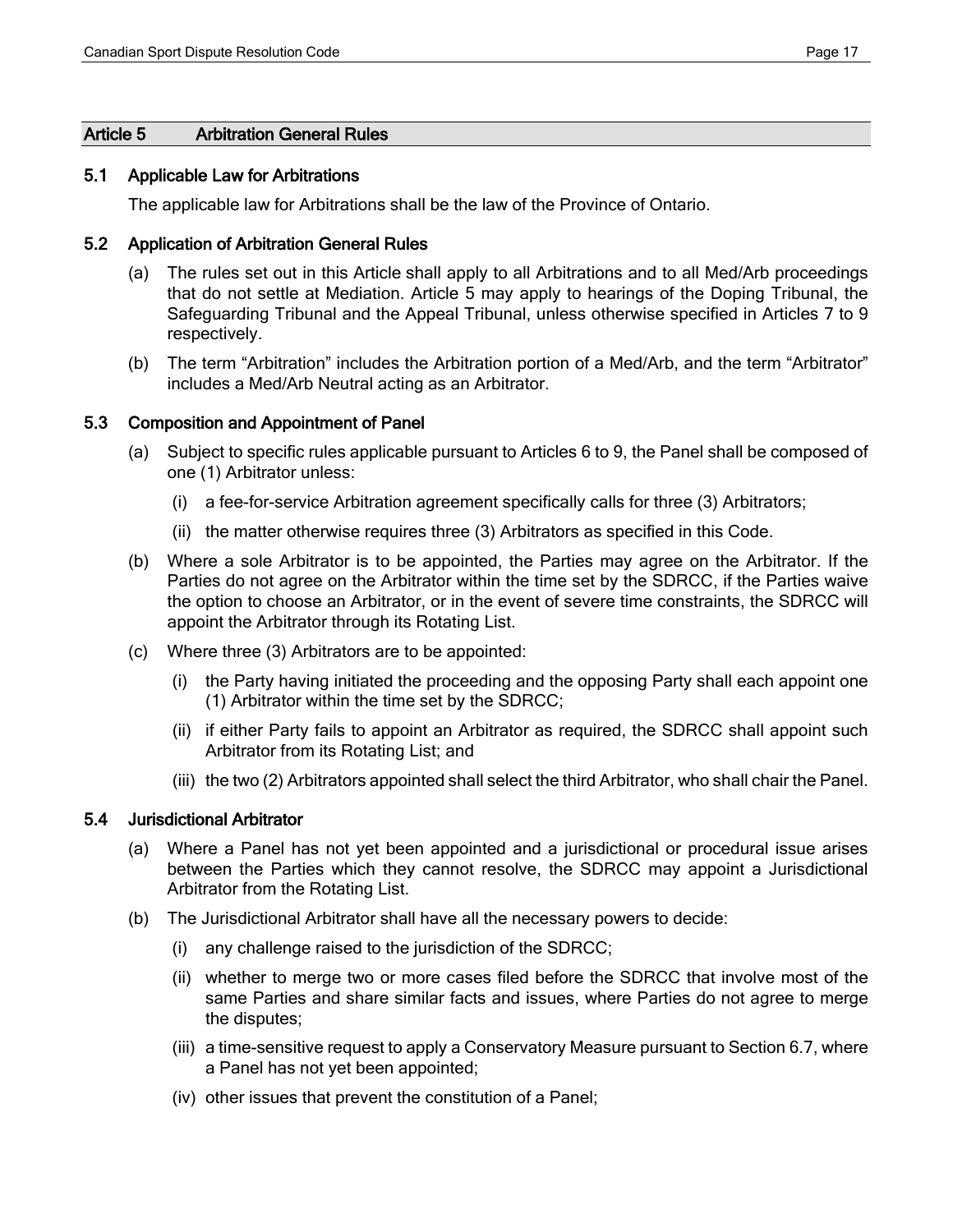## Article 5 Arbitration General Rules

### 5.1 Applicable Law for Arbitrations

The applicable law for Arbitrations shall be the law of the Province of Ontario.

### 5.2 Application of Arbitration General Rules

(a) The rules set out in this Article shall apply to all Arbitrations and to all Med/Arb proceedings that do not settle at Mediation. Article 5 may apply to hearings of the Doping Tribunal, the Safeguarding Tribunal and the Appeal Tribunal, unless otherwise specified in Articles 7 to 9 respectively.

(b) The term "Arbitration" includes the Arbitration portion of a Med/Arb, and the term "Arbitrator" includes a Med/Arb Neutral acting as an Arbitrator.

### 5.3 Composition and Appointment of Panel

(a) Subject to specific rules applicable pursuant to Articles 6 to 9, the Panel shall be composed of one (1) Arbitrator unless:

   (i) a fee-for-service Arbitration agreement specifically calls for three (3) Arbitrators;

   (ii) the matter otherwise requires three (3) Arbitrators as specified in this Code.

(b) Where a sole Arbitrator is to be appointed, the Parties may agree on the Arbitrator. If the Parties do not agree on the Arbitrator within the time set by the SDRCC, if the Parties waive the option to choose an Arbitrator, or in the event of severe time constraints, the SDRCC will appoint the Arbitrator through its Rotating List.

(c) Where three (3) Arbitrators are to be appointed:

   (i) the Party having initiated the proceeding and the opposing Party shall each appoint one (1) Arbitrator within the time set by the SDRCC;

   (ii) if either Party fails to appoint an Arbitrator as required, the SDRCC shall appoint such Arbitrator from its Rotating List; and

   (iii) the two (2) Arbitrators appointed shall select the third Arbitrator, who shall chair the Panel.

### 5.4 Jurisdictional Arbitrator

(a) Where a Panel has not yet been appointed and a jurisdictional or procedural issue arises between the Parties which they cannot resolve, the SDRCC may appoint a Jurisdictional Arbitrator from the Rotating List.

(b) The Jurisdictional Arbitrator shall have all the necessary powers to decide:

   (i) any challenge raised to the jurisdiction of the SDRCC;

   (ii) whether to merge two or more cases filed before the SDRCC that involve most of the same Parties and share similar facts and issues, where Parties do not agree to merge the disputes;

   (iii) a time-sensitive request to apply a Conservatory Measure pursuant to Section 6.7, where a Panel has not yet been appointed;

   (iv) other issues that prevent the constitution of a Panel;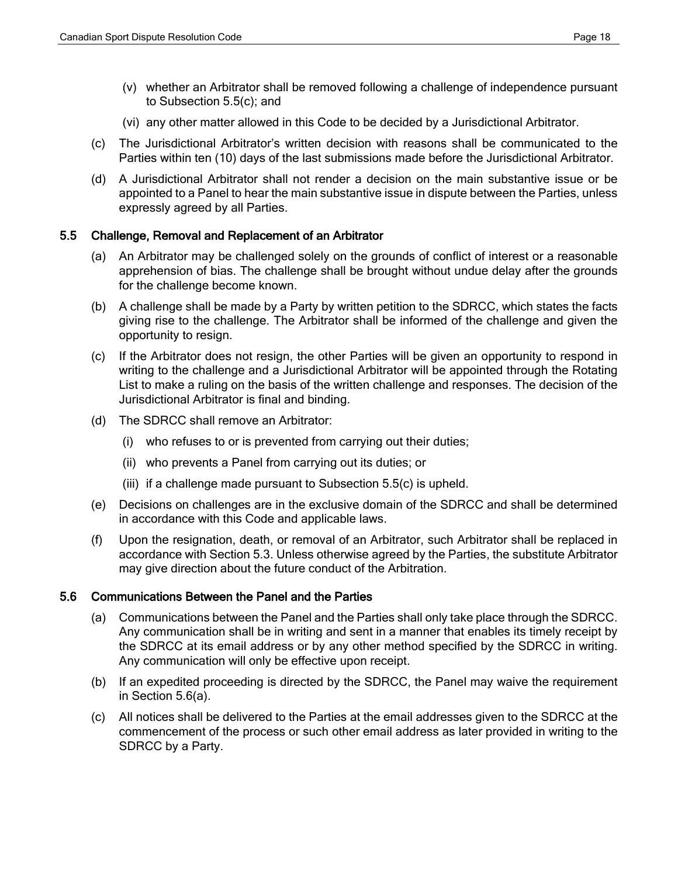(v) whether an Arbitrator shall be removed following a challenge of independence pursuant to Subsection 5.5(c); and

(vi) any other matter allowed in this Code to be decided by a Jurisdictional Arbitrator.

(c) The Jurisdictional Arbitrator's written decision with reasons shall be communicated to the Parties within ten (10) days of the last submissions made before the Jurisdictional Arbitrator.

(d) A Jurisdictional Arbitrator shall not render a decision on the main substantive issue or be appointed to a Panel to hear the main substantive issue in dispute between the Parties, unless expressly agreed by all Parties.

### 5.5 Challenge, Removal and Replacement of an Arbitrator

(a) An Arbitrator may be challenged solely on the grounds of conflict of interest or a reasonable apprehension of bias. The challenge shall be brought without undue delay after the grounds for the challenge become known.

(b) A challenge shall be made by a Party by written petition to the SDRCC, which states the facts giving rise to the challenge. The Arbitrator shall be informed of the challenge and given the opportunity to resign.

(c) If the Arbitrator does not resign, the other Parties will be given an opportunity to respond in writing to the challenge and a Jurisdictional Arbitrator will be appointed through the Rotating List to make a ruling on the basis of the written challenge and responses. The decision of the Jurisdictional Arbitrator is final and binding.

(d) The SDRCC shall remove an Arbitrator:

(i) who refuses to or is prevented from carrying out their duties;

(ii) who prevents a Panel from carrying out its duties; or

(iii) if a challenge made pursuant to Subsection 5.5(c) is upheld.

(e) Decisions on challenges are in the exclusive domain of the SDRCC and shall be determined in accordance with this Code and applicable laws.

(f) Upon the resignation, death, or removal of an Arbitrator, such Arbitrator shall be replaced in accordance with Section 5.3. Unless otherwise agreed by the Parties, the substitute Arbitrator may give direction about the future conduct of the Arbitration.

### 5.6 Communications Between the Panel and the Parties

(a) Communications between the Panel and the Parties shall only take place through the SDRCC. Any communication shall be in writing and sent in a manner that enables its timely receipt by the SDRCC at its email address or by any other method specified by the SDRCC in writing. Any communication will only be effective upon receipt.

(b) If an expedited proceeding is directed by the SDRCC, the Panel may waive the requirement in Section 5.6(a).

(c) All notices shall be delivered to the Parties at the email addresses given to the SDRCC at the commencement of the process or such other email address as later provided in writing to the SDRCC by a Party.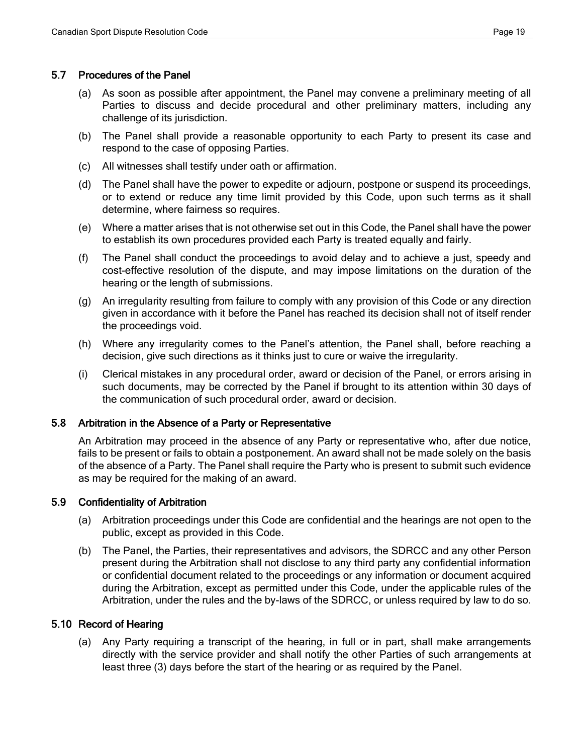### 5.7 Procedures of the Panel

(a) As soon as possible after appointment, the Panel may convene a preliminary meeting of all Parties to discuss and decide procedural and other preliminary matters, including any challenge of its jurisdiction.

(b) The Panel shall provide a reasonable opportunity to each Party to present its case and respond to the case of opposing Parties.

(c) All witnesses shall testify under oath or affirmation.

(d) The Panel shall have the power to expedite or adjourn, postpone or suspend its proceedings, or to extend or reduce any time limit provided by this Code, upon such terms as it shall determine, where fairness so requires.

(e) Where a matter arises that is not otherwise set out in this Code, the Panel shall have the power to establish its own procedures provided each Party is treated equally and fairly.

(f) The Panel shall conduct the proceedings to avoid delay and to achieve a just, speedy and cost-effective resolution of the dispute, and may impose limitations on the duration of the hearing or the length of submissions.

(g) An irregularity resulting from failure to comply with any provision of this Code or any direction given in accordance with it before the Panel has reached its decision shall not of itself render the proceedings void.

(h) Where any irregularity comes to the Panel's attention, the Panel shall, before reaching a decision, give such directions as it thinks just to cure or waive the irregularity.

(i) Clerical mistakes in any procedural order, award or decision of the Panel, or errors arising in such documents, may be corrected by the Panel if brought to its attention within 30 days of the communication of such procedural order, award or decision.

### 5.8 Arbitration in the Absence of a Party or Representative

An Arbitration may proceed in the absence of any Party or representative who, after due notice, fails to be present or fails to obtain a postponement. An award shall not be made solely on the basis of the absence of a Party. The Panel shall require the Party who is present to submit such evidence as may be required for the making of an award.

### 5.9 Confidentiality of Arbitration

(a) Arbitration proceedings under this Code are confidential and the hearings are not open to the public, except as provided in this Code.

(b) The Panel, the Parties, their representatives and advisors, the SDRCC and any other Person present during the Arbitration shall not disclose to any third party any confidential information or confidential document related to the proceedings or any information or document acquired during the Arbitration, except as permitted under this Code, under the applicable rules of the Arbitration, under the rules and the by-laws of the SDRCC, or unless required by law to do so.

### 5.10 Record of Hearing

(a) Any Party requiring a transcript of the hearing, in full or in part, shall make arrangements directly with the service provider and shall notify the other Parties of such arrangements at least three (3) days before the start of the hearing or as required by the Panel.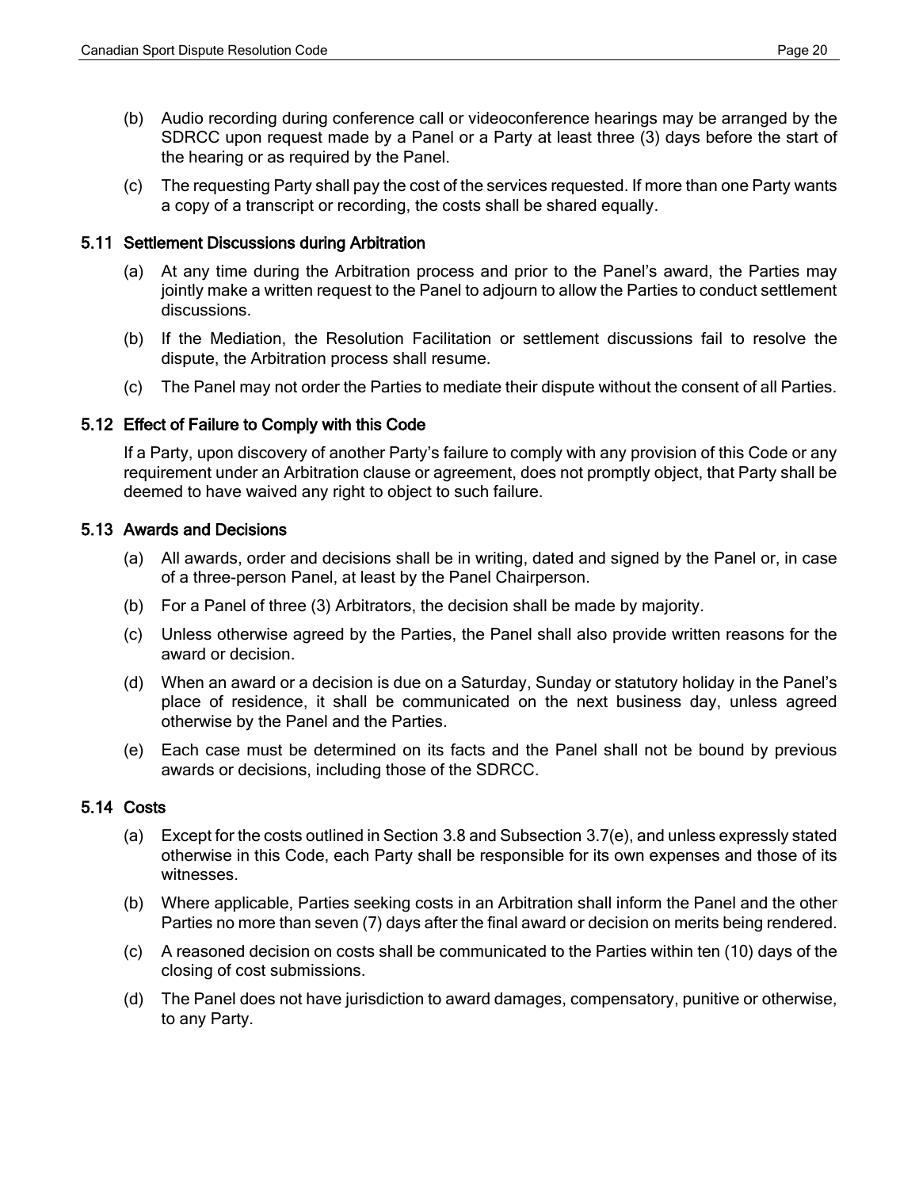(b) Audio recording during conference call or videoconference hearings may be arranged by the SDRCC upon request made by a Panel or a Party at least three (3) days before the start of the hearing or as required by the Panel.

(c) The requesting Party shall pay the cost of the services requested. If more than one Party wants a copy of a transcript or recording, the costs shall be shared equally.

### 5.11 Settlement Discussions during Arbitration

(a) At any time during the Arbitration process and prior to the Panel's award, the Parties may jointly make a written request to the Panel to adjourn to allow the Parties to conduct settlement discussions.

(b) If the Mediation, the Resolution Facilitation or settlement discussions fail to resolve the dispute, the Arbitration process shall resume.

(c) The Panel may not order the Parties to mediate their dispute without the consent of all Parties.

### 5.12 Effect of Failure to Comply with this Code

If a Party, upon discovery of another Party's failure to comply with any provision of this Code or any requirement under an Arbitration clause or agreement, does not promptly object, that Party shall be deemed to have waived any right to object to such failure.

### 5.13 Awards and Decisions

(a) All awards, order and decisions shall be in writing, dated and signed by the Panel or, in case of a three-person Panel, at least by the Panel Chairperson.

(b) For a Panel of three (3) Arbitrators, the decision shall be made by majority.

(c) Unless otherwise agreed by the Parties, the Panel shall also provide written reasons for the award or decision.

(d) When an award or a decision is due on a Saturday, Sunday or statutory holiday in the Panel's place of residence, it shall be communicated on the next business day, unless agreed otherwise by the Panel and the Parties.

(e) Each case must be determined on its facts and the Panel shall not be bound by previous awards or decisions, including those of the SDRCC.

### 5.14 Costs

(a) Except for the costs outlined in Section 3.8 and Subsection 3.7(e), and unless expressly stated otherwise in this Code, each Party shall be responsible for its own expenses and those of its witnesses.

(b) Where applicable, Parties seeking costs in an Arbitration shall inform the Panel and the other Parties no more than seven (7) days after the final award or decision on merits being rendered.

(c) A reasoned decision on costs shall be communicated to the Parties within ten (10) days of the closing of cost submissions.

(d) The Panel does not have jurisdiction to award damages, compensatory, punitive or otherwise, to any Party.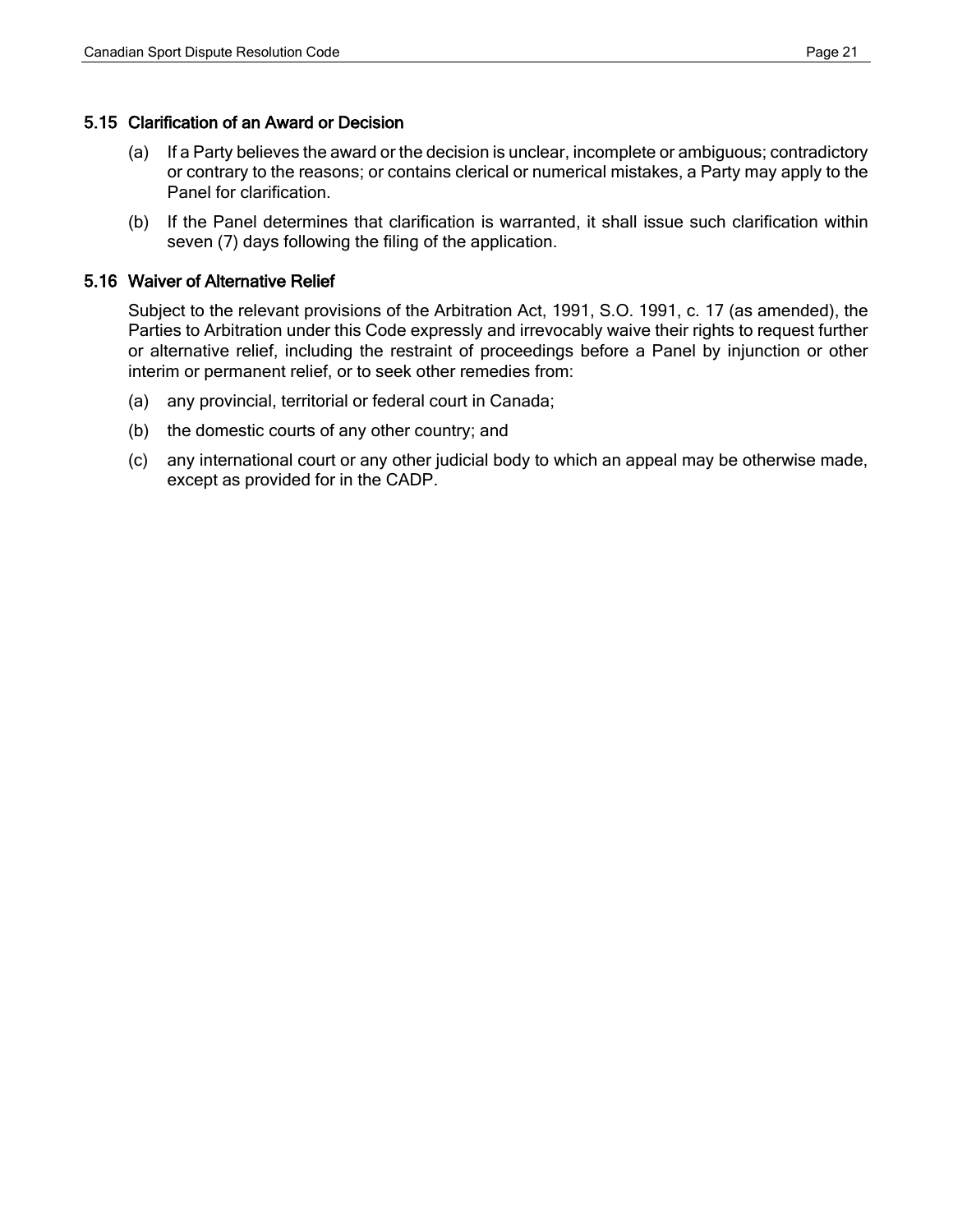### 5.15 Clarification of an Award or Decision

(a) If a Party believes the award or the decision is unclear, incomplete or ambiguous; contradictory or contrary to the reasons; or contains clerical or numerical mistakes, a Party may apply to the Panel for clarification.

(b) If the Panel determines that clarification is warranted, it shall issue such clarification within seven (7) days following the filing of the application.

### 5.16 Waiver of Alternative Relief

Subject to the relevant provisions of the Arbitration Act, 1991, S.O. 1991, c. 17 (as amended), the Parties to Arbitration under this Code expressly and irrevocably waive their rights to request further or alternative relief, including the restraint of proceedings before a Panel by injunction or other interim or permanent relief, or to seek other remedies from:

(a) any provincial, territorial or federal court in Canada;

(b) the domestic courts of any other country; and

(c) any international court or any other judicial body to which an appeal may be otherwise made, except as provided for in the CADP.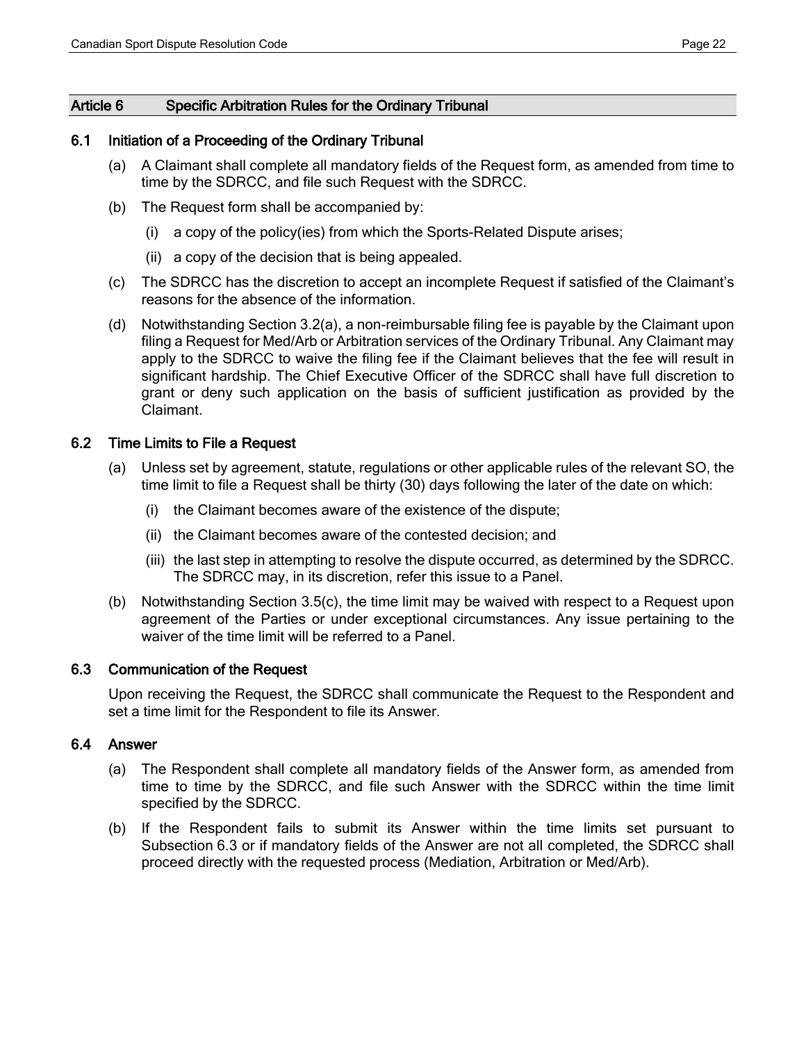## Article 6 Specific Arbitration Rules for the Ordinary Tribunal

### 6.1 Initiation of a Proceeding of the Ordinary Tribunal

(a) A Claimant shall complete all mandatory fields of the Request form, as amended from time to time by the SDRCC, and file such Request with the SDRCC.

(b) The Request form shall be accompanied by:

  (i) a copy of the policy(ies) from which the Sports-Related Dispute arises;

  (ii) a copy of the decision that is being appealed.

(c) The SDRCC has the discretion to accept an incomplete Request if satisfied of the Claimant's reasons for the absence of the information.

(d) Notwithstanding Section 3.2(a), a non-reimbursable filing fee is payable by the Claimant upon filing a Request for Med/Arb or Arbitration services of the Ordinary Tribunal. Any Claimant may apply to the SDRCC to waive the filing fee if the Claimant believes that the fee will result in significant hardship. The Chief Executive Officer of the SDRCC shall have full discretion to grant or deny such application on the basis of sufficient justification as provided by the Claimant.

### 6.2 Time Limits to File a Request

(a) Unless set by agreement, statute, regulations or other applicable rules of the relevant SO, the time limit to file a Request shall be thirty (30) days following the later of the date on which:

  (i) the Claimant becomes aware of the existence of the dispute;

  (ii) the Claimant becomes aware of the contested decision; and

  (iii) the last step in attempting to resolve the dispute occurred, as determined by the SDRCC. The SDRCC may, in its discretion, refer this issue to a Panel.

(b) Notwithstanding Section 3.5(c), the time limit may be waived with respect to a Request upon agreement of the Parties or under exceptional circumstances. Any issue pertaining to the waiver of the time limit will be referred to a Panel.

### 6.3 Communication of the Request

Upon receiving the Request, the SDRCC shall communicate the Request to the Respondent and set a time limit for the Respondent to file its Answer.

### 6.4 Answer

(a) The Respondent shall complete all mandatory fields of the Answer form, as amended from time to time by the SDRCC, and file such Answer with the SDRCC within the time limit specified by the SDRCC.

(b) If the Respondent fails to submit its Answer within the time limits set pursuant to Subsection 6.3 or if mandatory fields of the Answer are not all completed, the SDRCC shall proceed directly with the requested process (Mediation, Arbitration or Med/Arb).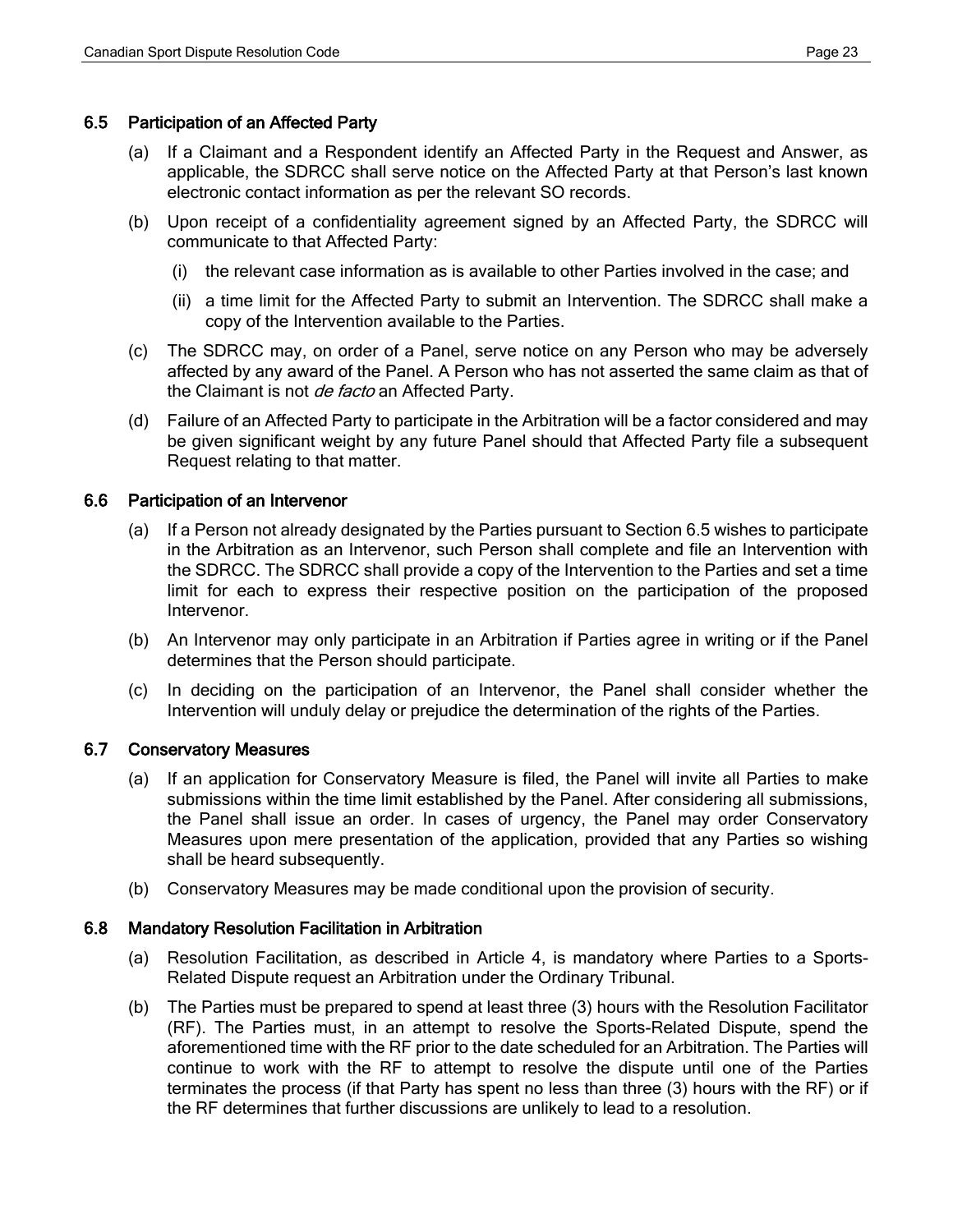### 6.5 Participation of an Affected Party

(a) If a Claimant and a Respondent identify an Affected Party in the Request and Answer, as applicable, the SDRCC shall serve notice on the Affected Party at that Person's last known electronic contact information as per the relevant SO records.

(b) Upon receipt of a confidentiality agreement signed by an Affected Party, the SDRCC will communicate to that Affected Party:

  (i) the relevant case information as is available to other Parties involved in the case; and

  (ii) a time limit for the Affected Party to submit an Intervention. The SDRCC shall make a copy of the Intervention available to the Parties.

(c) The SDRCC may, on order of a Panel, serve notice on any Person who may be adversely affected by any award of the Panel. A Person who has not asserted the same claim as that of the Claimant is not *de facto* an Affected Party.

(d) Failure of an Affected Party to participate in the Arbitration will be a factor considered and may be given significant weight by any future Panel should that Affected Party file a subsequent Request relating to that matter.

### 6.6 Participation of an Intervenor

(a) If a Person not already designated by the Parties pursuant to Section 6.5 wishes to participate in the Arbitration as an Intervenor, such Person shall complete and file an Intervention with the SDRCC. The SDRCC shall provide a copy of the Intervention to the Parties and set a time limit for each to express their respective position on the participation of the proposed Intervenor.

(b) An Intervenor may only participate in an Arbitration if Parties agree in writing or if the Panel determines that the Person should participate.

(c) In deciding on the participation of an Intervenor, the Panel shall consider whether the Intervention will unduly delay or prejudice the determination of the rights of the Parties.

### 6.7 Conservatory Measures

(a) If an application for Conservatory Measure is filed, the Panel will invite all Parties to make submissions within the time limit established by the Panel. After considering all submissions, the Panel shall issue an order. In cases of urgency, the Panel may order Conservatory Measures upon mere presentation of the application, provided that any Parties so wishing shall be heard subsequently.

(b) Conservatory Measures may be made conditional upon the provision of security.

### 6.8 Mandatory Resolution Facilitation in Arbitration

(a) Resolution Facilitation, as described in Article 4, is mandatory where Parties to a Sports-Related Dispute request an Arbitration under the Ordinary Tribunal.

(b) The Parties must be prepared to spend at least three (3) hours with the Resolution Facilitator (RF). The Parties must, in an attempt to resolve the Sports-Related Dispute, spend the aforementioned time with the RF prior to the date scheduled for an Arbitration. The Parties will continue to work with the RF to attempt to resolve the dispute until one of the Parties terminates the process (if that Party has spent no less than three (3) hours with the RF) or if the RF determines that further discussions are unlikely to lead to a resolution.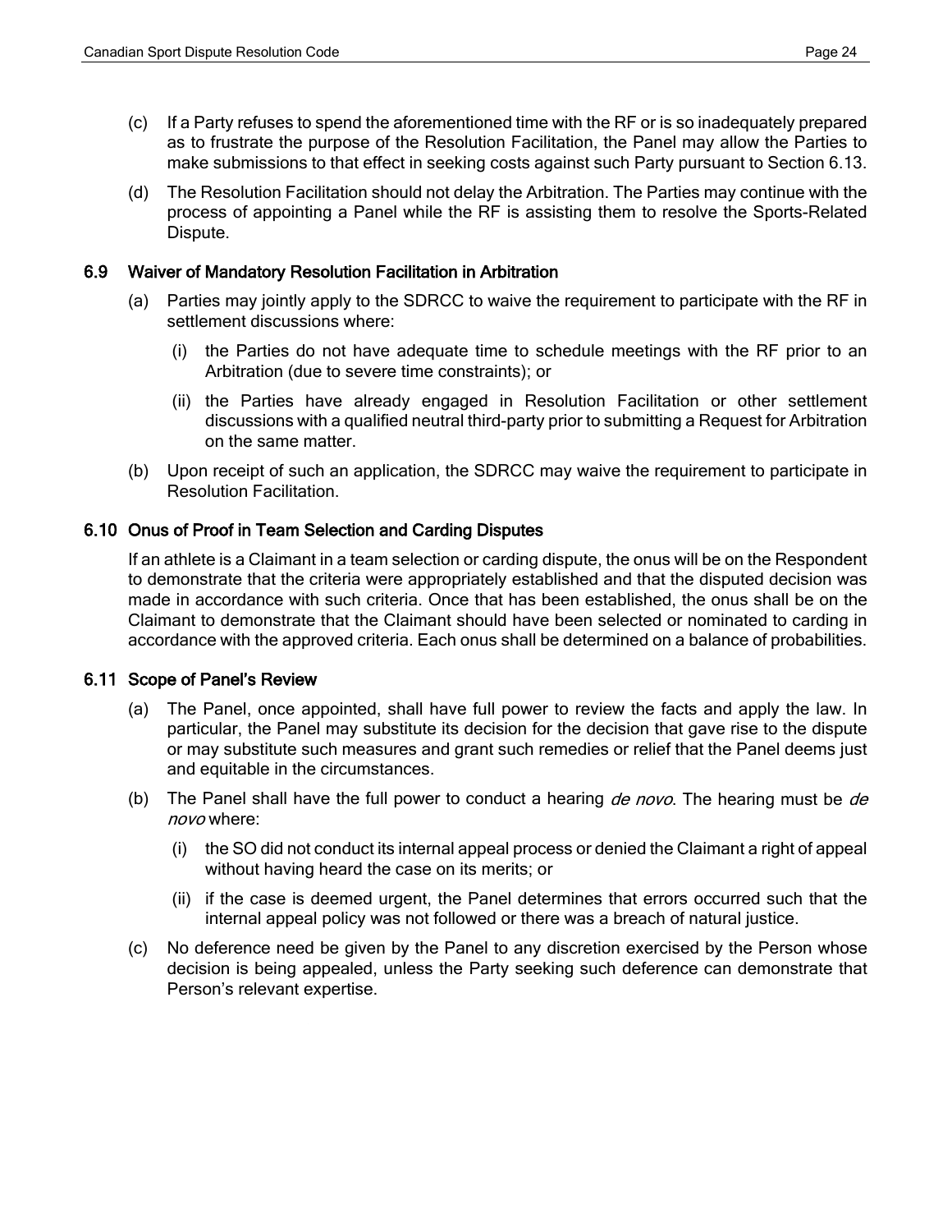(c) If a Party refuses to spend the aforementioned time with the RF or is so inadequately prepared as to frustrate the purpose of the Resolution Facilitation, the Panel may allow the Parties to make submissions to that effect in seeking costs against such Party pursuant to Section 6.13.

(d) The Resolution Facilitation should not delay the Arbitration. The Parties may continue with the process of appointing a Panel while the RF is assisting them to resolve the Sports-Related Dispute.

### 6.9 Waiver of Mandatory Resolution Facilitation in Arbitration

(a) Parties may jointly apply to the SDRCC to waive the requirement to participate with the RF in settlement discussions where:

(i) the Parties do not have adequate time to schedule meetings with the RF prior to an Arbitration (due to severe time constraints); or

(ii) the Parties have already engaged in Resolution Facilitation or other settlement discussions with a qualified neutral third-party prior to submitting a Request for Arbitration on the same matter.

(b) Upon receipt of such an application, the SDRCC may waive the requirement to participate in Resolution Facilitation.

### 6.10 Onus of Proof in Team Selection and Carding Disputes

If an athlete is a Claimant in a team selection or carding dispute, the onus will be on the Respondent to demonstrate that the criteria were appropriately established and that the disputed decision was made in accordance with such criteria. Once that has been established, the onus shall be on the Claimant to demonstrate that the Claimant should have been selected or nominated to carding in accordance with the approved criteria. Each onus shall be determined on a balance of probabilities.

### 6.11 Scope of Panel's Review

(a) The Panel, once appointed, shall have full power to review the facts and apply the law. In particular, the Panel may substitute its decision for the decision that gave rise to the dispute or may substitute such measures and grant such remedies or relief that the Panel deems just and equitable in the circumstances.

(b) The Panel shall have the full power to conduct a hearing *de novo*. The hearing must be *de novo* where:

(i) the SO did not conduct its internal appeal process or denied the Claimant a right of appeal without having heard the case on its merits; or

(ii) if the case is deemed urgent, the Panel determines that errors occurred such that the internal appeal policy was not followed or there was a breach of natural justice.

(c) No deference need be given by the Panel to any discretion exercised by the Person whose decision is being appealed, unless the Party seeking such deference can demonstrate that Person's relevant expertise.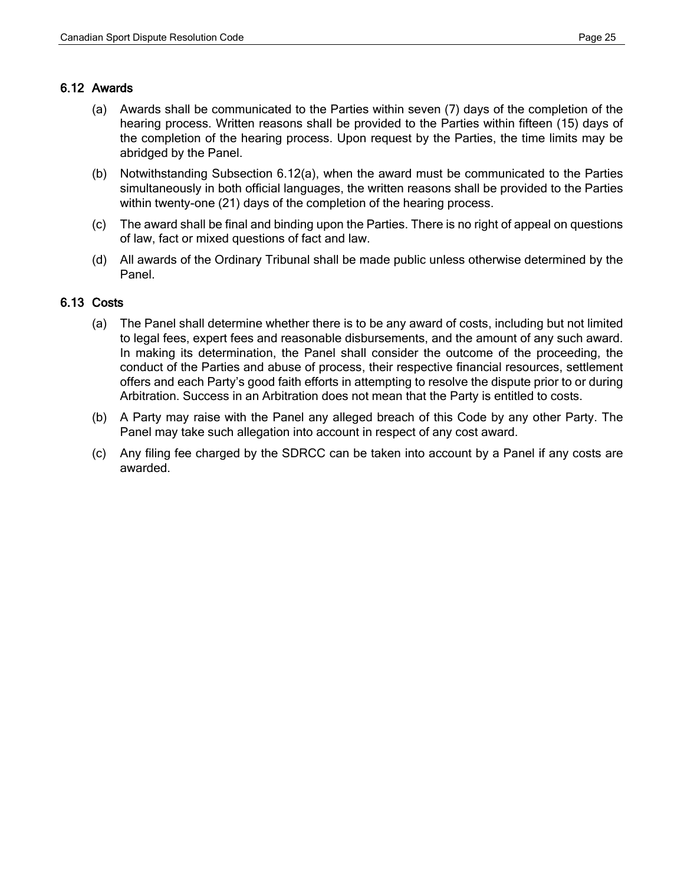### 6.12 Awards

(a) Awards shall be communicated to the Parties within seven (7) days of the completion of the hearing process. Written reasons shall be provided to the Parties within fifteen (15) days of the completion of the hearing process. Upon request by the Parties, the time limits may be abridged by the Panel.

(b) Notwithstanding Subsection 6.12(a), when the award must be communicated to the Parties simultaneously in both official languages, the written reasons shall be provided to the Parties within twenty-one (21) days of the completion of the hearing process.

(c) The award shall be final and binding upon the Parties. There is no right of appeal on questions of law, fact or mixed questions of fact and law.

(d) All awards of the Ordinary Tribunal shall be made public unless otherwise determined by the Panel.

### 6.13 Costs

(a) The Panel shall determine whether there is to be any award of costs, including but not limited to legal fees, expert fees and reasonable disbursements, and the amount of any such award. In making its determination, the Panel shall consider the outcome of the proceeding, the conduct of the Parties and abuse of process, their respective financial resources, settlement offers and each Party's good faith efforts in attempting to resolve the dispute prior to or during Arbitration. Success in an Arbitration does not mean that the Party is entitled to costs.

(b) A Party may raise with the Panel any alleged breach of this Code by any other Party. The Panel may take such allegation into account in respect of any cost award.

(c) Any filing fee charged by the SDRCC can be taken into account by a Panel if any costs are awarded.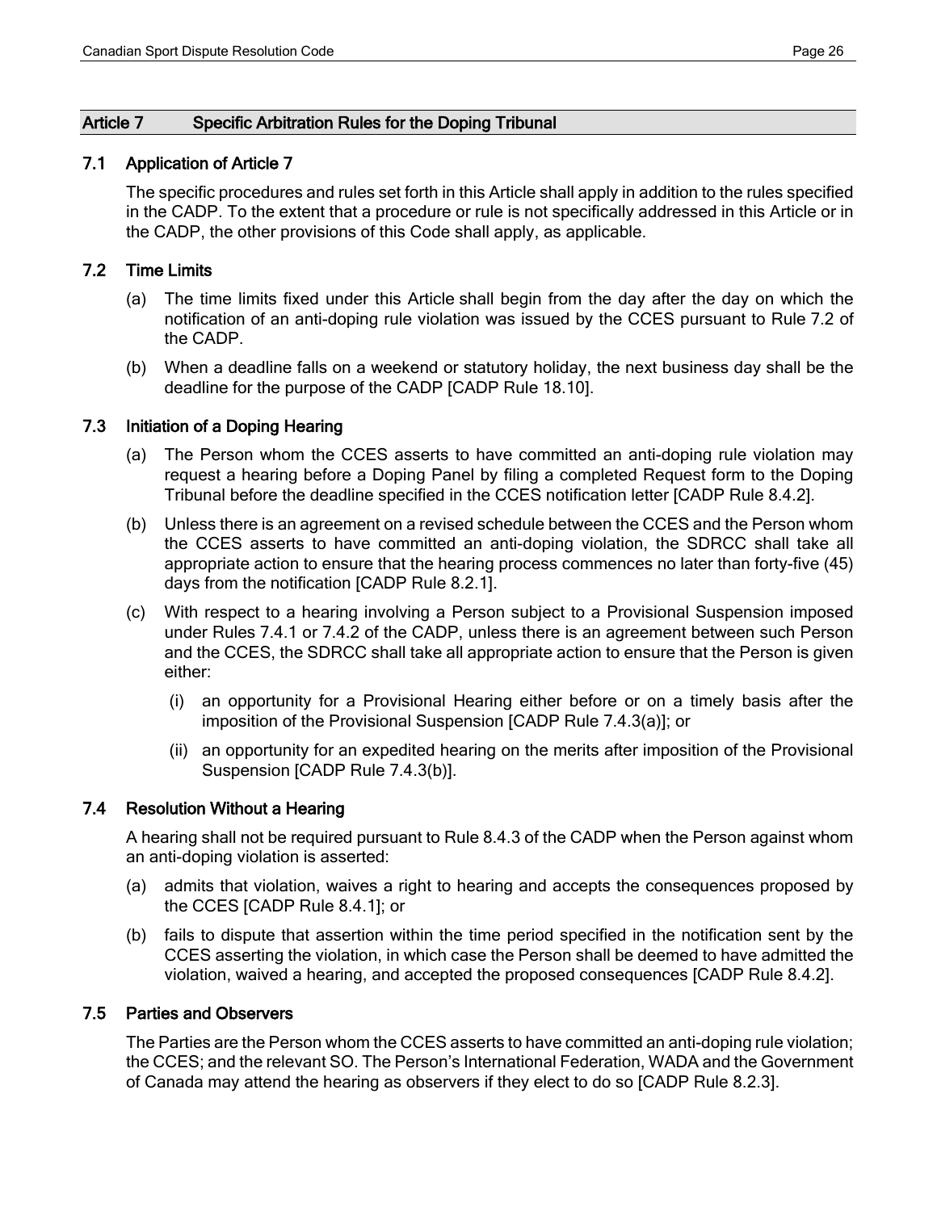## Article 7 Specific Arbitration Rules for the Doping Tribunal

### 7.1 Application of Article 7

The specific procedures and rules set forth in this Article shall apply in addition to the rules specified in the CADP. To the extent that a procedure or rule is not specifically addressed in this Article or in the CADP, the other provisions of this Code shall apply, as applicable.

### 7.2 Time Limits

(a) The time limits fixed under this Article shall begin from the day after the day on which the notification of an anti-doping rule violation was issued by the CCES pursuant to Rule 7.2 of the CADP.

(b) When a deadline falls on a weekend or statutory holiday, the next business day shall be the deadline for the purpose of the CADP [CADP Rule 18.10].

### 7.3 Initiation of a Doping Hearing

(a) The Person whom the CCES asserts to have committed an anti-doping rule violation may request a hearing before a Doping Panel by filing a completed Request form to the Doping Tribunal before the deadline specified in the CCES notification letter [CADP Rule 8.4.2].

(b) Unless there is an agreement on a revised schedule between the CCES and the Person whom the CCES asserts to have committed an anti-doping violation, the SDRCC shall take all appropriate action to ensure that the hearing process commences no later than forty-five (45) days from the notification [CADP Rule 8.2.1].

(c) With respect to a hearing involving a Person subject to a Provisional Suspension imposed under Rules 7.4.1 or 7.4.2 of the CADP, unless there is an agreement between such Person and the CCES, the SDRCC shall take all appropriate action to ensure that the Person is given either:

   (i) an opportunity for a Provisional Hearing either before or on a timely basis after the imposition of the Provisional Suspension [CADP Rule 7.4.3(a)]; or

   (ii) an opportunity for an expedited hearing on the merits after imposition of the Provisional Suspension [CADP Rule 7.4.3(b)].

### 7.4 Resolution Without a Hearing

A hearing shall not be required pursuant to Rule 8.4.3 of the CADP when the Person against whom an anti-doping violation is asserted:

(a) admits that violation, waives a right to hearing and accepts the consequences proposed by the CCES [CADP Rule 8.4.1]; or

(b) fails to dispute that assertion within the time period specified in the notification sent by the CCES asserting the violation, in which case the Person shall be deemed to have admitted the violation, waived a hearing, and accepted the proposed consequences [CADP Rule 8.4.2].

### 7.5 Parties and Observers

The Parties are the Person whom the CCES asserts to have committed an anti-doping rule violation; the CCES; and the relevant SO. The Person's International Federation, WADA and the Government of Canada may attend the hearing as observers if they elect to do so [CADP Rule 8.2.3].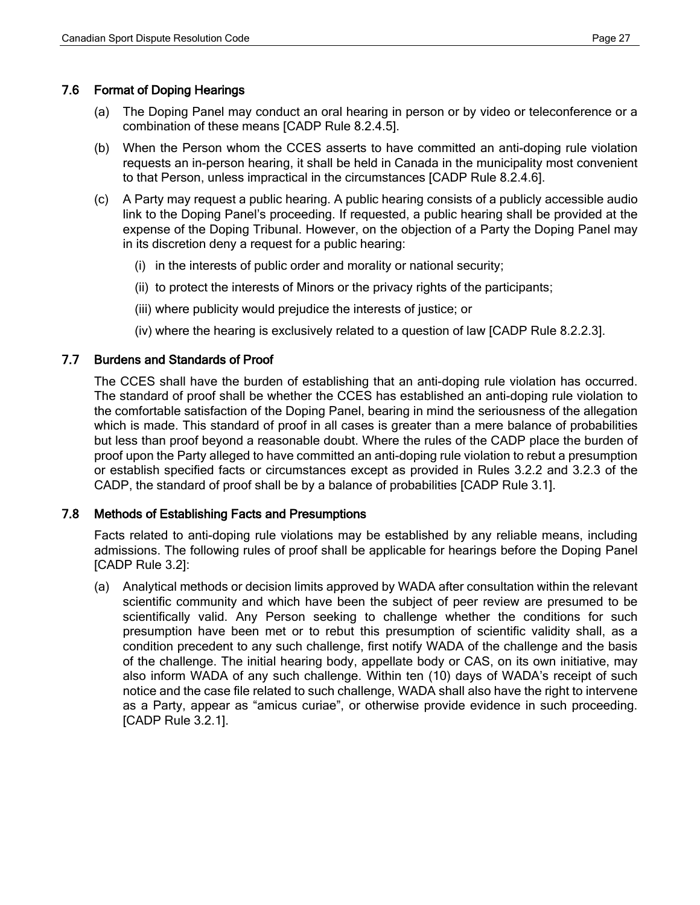## 7.6 Format of Doping Hearings

(a) The Doping Panel may conduct an oral hearing in person or by video or teleconference or a combination of these means [CADP Rule 8.2.4.5].

(b) When the Person whom the CCES asserts to have committed an anti-doping rule violation requests an in-person hearing, it shall be held in Canada in the municipality most convenient to that Person, unless impractical in the circumstances [CADP Rule 8.2.4.6].

(c) A Party may request a public hearing. A public hearing consists of a publicly accessible audio link to the Doping Panel's proceeding. If requested, a public hearing shall be provided at the expense of the Doping Tribunal. However, on the objection of a Party the Doping Panel may in its discretion deny a request for a public hearing:

(i) in the interests of public order and morality or national security;

(ii) to protect the interests of Minors or the privacy rights of the participants;

(iii) where publicity would prejudice the interests of justice; or

(iv) where the hearing is exclusively related to a question of law [CADP Rule 8.2.2.3].

## 7.7 Burdens and Standards of Proof

The CCES shall have the burden of establishing that an anti-doping rule violation has occurred. The standard of proof shall be whether the CCES has established an anti-doping rule violation to the comfortable satisfaction of the Doping Panel, bearing in mind the seriousness of the allegation which is made. This standard of proof in all cases is greater than a mere balance of probabilities but less than proof beyond a reasonable doubt. Where the rules of the CADP place the burden of proof upon the Party alleged to have committed an anti-doping rule violation to rebut a presumption or establish specified facts or circumstances except as provided in Rules 3.2.2 and 3.2.3 of the CADP, the standard of proof shall be by a balance of probabilities [CADP Rule 3.1].

## 7.8 Methods of Establishing Facts and Presumptions

Facts related to anti-doping rule violations may be established by any reliable means, including admissions. The following rules of proof shall be applicable for hearings before the Doping Panel [CADP Rule 3.2]:

(a) Analytical methods or decision limits approved by WADA after consultation within the relevant scientific community and which have been the subject of peer review are presumed to be scientifically valid. Any Person seeking to challenge whether the conditions for such presumption have been met or to rebut this presumption of scientific validity shall, as a condition precedent to any such challenge, first notify WADA of the challenge and the basis of the challenge. The initial hearing body, appellate body or CAS, on its own initiative, may also inform WADA of any such challenge. Within ten (10) days of WADA's receipt of such notice and the case file related to such challenge, WADA shall also have the right to intervene as a Party, appear as "amicus curiae", or otherwise provide evidence in such proceeding. [CADP Rule 3.2.1].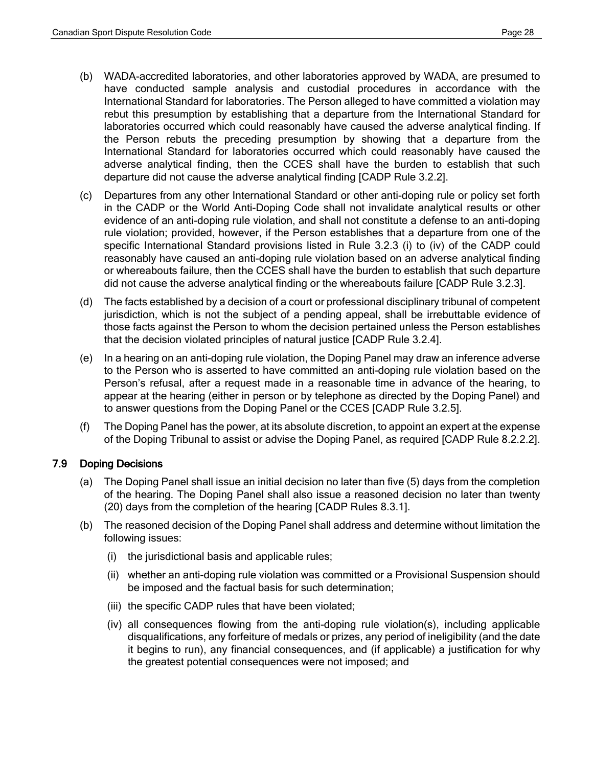(b) WADA-accredited laboratories, and other laboratories approved by WADA, are presumed to have conducted sample analysis and custodial procedures in accordance with the International Standard for laboratories. The Person alleged to have committed a violation may rebut this presumption by establishing that a departure from the International Standard for laboratories occurred which could reasonably have caused the adverse analytical finding. If the Person rebuts the preceding presumption by showing that a departure from the International Standard for laboratories occurred which could reasonably have caused the adverse analytical finding, then the CCES shall have the burden to establish that such departure did not cause the adverse analytical finding [CADP Rule 3.2.2].

(c) Departures from any other International Standard or other anti-doping rule or policy set forth in the CADP or the World Anti-Doping Code shall not invalidate analytical results or other evidence of an anti-doping rule violation, and shall not constitute a defense to an anti-doping rule violation; provided, however, if the Person establishes that a departure from one of the specific International Standard provisions listed in Rule 3.2.3 (i) to (iv) of the CADP could reasonably have caused an anti-doping rule violation based on an adverse analytical finding or whereabouts failure, then the CCES shall have the burden to establish that such departure did not cause the adverse analytical finding or the whereabouts failure [CADP Rule 3.2.3].

(d) The facts established by a decision of a court or professional disciplinary tribunal of competent jurisdiction, which is not the subject of a pending appeal, shall be irrebuttable evidence of those facts against the Person to whom the decision pertained unless the Person establishes that the decision violated principles of natural justice [CADP Rule 3.2.4].

(e) In a hearing on an anti-doping rule violation, the Doping Panel may draw an inference adverse to the Person who is asserted to have committed an anti-doping rule violation based on the Person's refusal, after a request made in a reasonable time in advance of the hearing, to appear at the hearing (either in person or by telephone as directed by the Doping Panel) and to answer questions from the Doping Panel or the CCES [CADP Rule 3.2.5].

(f) The Doping Panel has the power, at its absolute discretion, to appoint an expert at the expense of the Doping Tribunal to assist or advise the Doping Panel, as required [CADP Rule 8.2.2.2].

### 7.9 Doping Decisions

(a) The Doping Panel shall issue an initial decision no later than five (5) days from the completion of the hearing. The Doping Panel shall also issue a reasoned decision no later than twenty (20) days from the completion of the hearing [CADP Rules 8.3.1].

(b) The reasoned decision of the Doping Panel shall address and determine without limitation the following issues:

  (i) the jurisdictional basis and applicable rules;

  (ii) whether an anti-doping rule violation was committed or a Provisional Suspension should be imposed and the factual basis for such determination;

  (iii) the specific CADP rules that have been violated;

  (iv) all consequences flowing from the anti-doping rule violation(s), including applicable disqualifications, any forfeiture of medals or prizes, any period of ineligibility (and the date it begins to run), any financial consequences, and (if applicable) a justification for why the greatest potential consequences were not imposed; and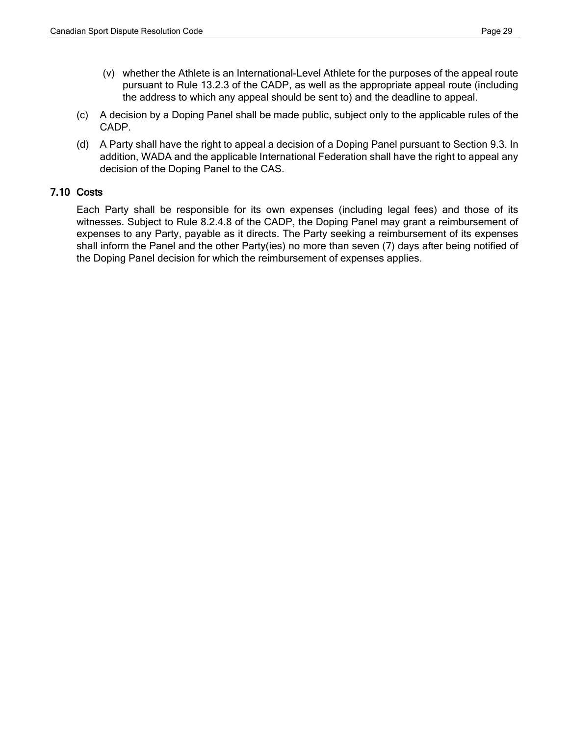(v) whether the Athlete is an International-Level Athlete for the purposes of the appeal route pursuant to Rule 13.2.3 of the CADP, as well as the appropriate appeal route (including the address to which any appeal should be sent to) and the deadline to appeal.

(c) A decision by a Doping Panel shall be made public, subject only to the applicable rules of the CADP.

(d) A Party shall have the right to appeal a decision of a Doping Panel pursuant to Section 9.3. In addition, WADA and the applicable International Federation shall have the right to appeal any decision of the Doping Panel to the CAS.

### 7.10 Costs

Each Party shall be responsible for its own expenses (including legal fees) and those of its witnesses. Subject to Rule 8.2.4.8 of the CADP, the Doping Panel may grant a reimbursement of expenses to any Party, payable as it directs. The Party seeking a reimbursement of its expenses shall inform the Panel and the other Party(ies) no more than seven (7) days after being notified of the Doping Panel decision for which the reimbursement of expenses applies.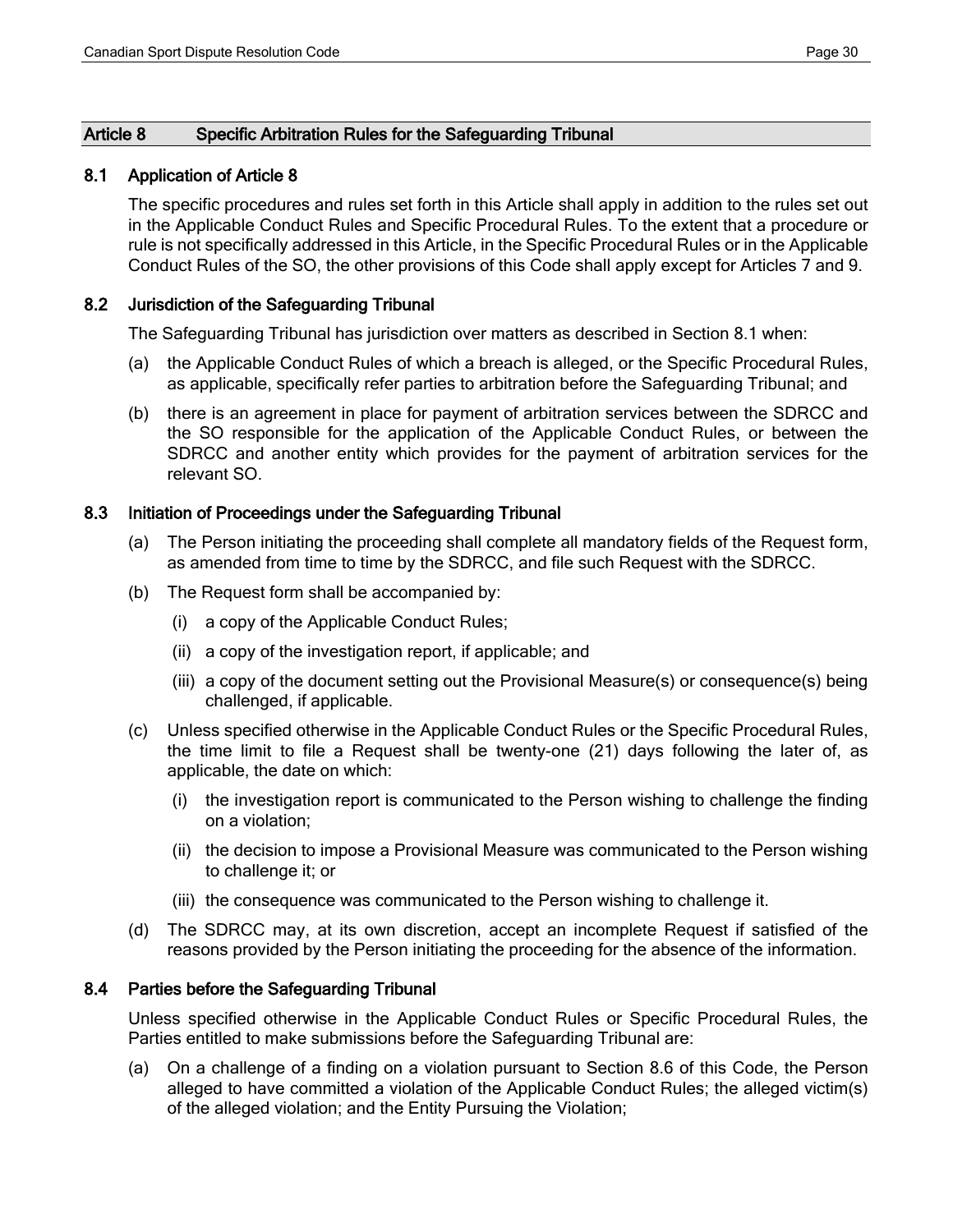## Article 8 Specific Arbitration Rules for the Safeguarding Tribunal

### 8.1 Application of Article 8

The specific procedures and rules set forth in this Article shall apply in addition to the rules set out in the Applicable Conduct Rules and Specific Procedural Rules. To the extent that a procedure or rule is not specifically addressed in this Article, in the Specific Procedural Rules or in the Applicable Conduct Rules of the SO, the other provisions of this Code shall apply except for Articles 7 and 9.

### 8.2 Jurisdiction of the Safeguarding Tribunal

The Safeguarding Tribunal has jurisdiction over matters as described in Section 8.1 when:

(a) the Applicable Conduct Rules of which a breach is alleged, or the Specific Procedural Rules, as applicable, specifically refer parties to arbitration before the Safeguarding Tribunal; and

(b) there is an agreement in place for payment of arbitration services between the SDRCC and the SO responsible for the application of the Applicable Conduct Rules, or between the SDRCC and another entity which provides for the payment of arbitration services for the relevant SO.

### 8.3 Initiation of Proceedings under the Safeguarding Tribunal

(a) The Person initiating the proceeding shall complete all mandatory fields of the Request form, as amended from time to time by the SDRCC, and file such Request with the SDRCC.

(b) The Request form shall be accompanied by:

   (i) a copy of the Applicable Conduct Rules;

   (ii) a copy of the investigation report, if applicable; and

   (iii) a copy of the document setting out the Provisional Measure(s) or consequence(s) being challenged, if applicable.

(c) Unless specified otherwise in the Applicable Conduct Rules or the Specific Procedural Rules, the time limit to file a Request shall be twenty-one (21) days following the later of, as applicable, the date on which:

   (i) the investigation report is communicated to the Person wishing to challenge the finding on a violation;

   (ii) the decision to impose a Provisional Measure was communicated to the Person wishing to challenge it; or

   (iii) the consequence was communicated to the Person wishing to challenge it.

(d) The SDRCC may, at its own discretion, accept an incomplete Request if satisfied of the reasons provided by the Person initiating the proceeding for the absence of the information.

### 8.4 Parties before the Safeguarding Tribunal

Unless specified otherwise in the Applicable Conduct Rules or Specific Procedural Rules, the Parties entitled to make submissions before the Safeguarding Tribunal are:

(a) On a challenge of a finding on a violation pursuant to Section 8.6 of this Code, the Person alleged to have committed a violation of the Applicable Conduct Rules; the alleged victim(s) of the alleged violation; and the Entity Pursuing the Violation;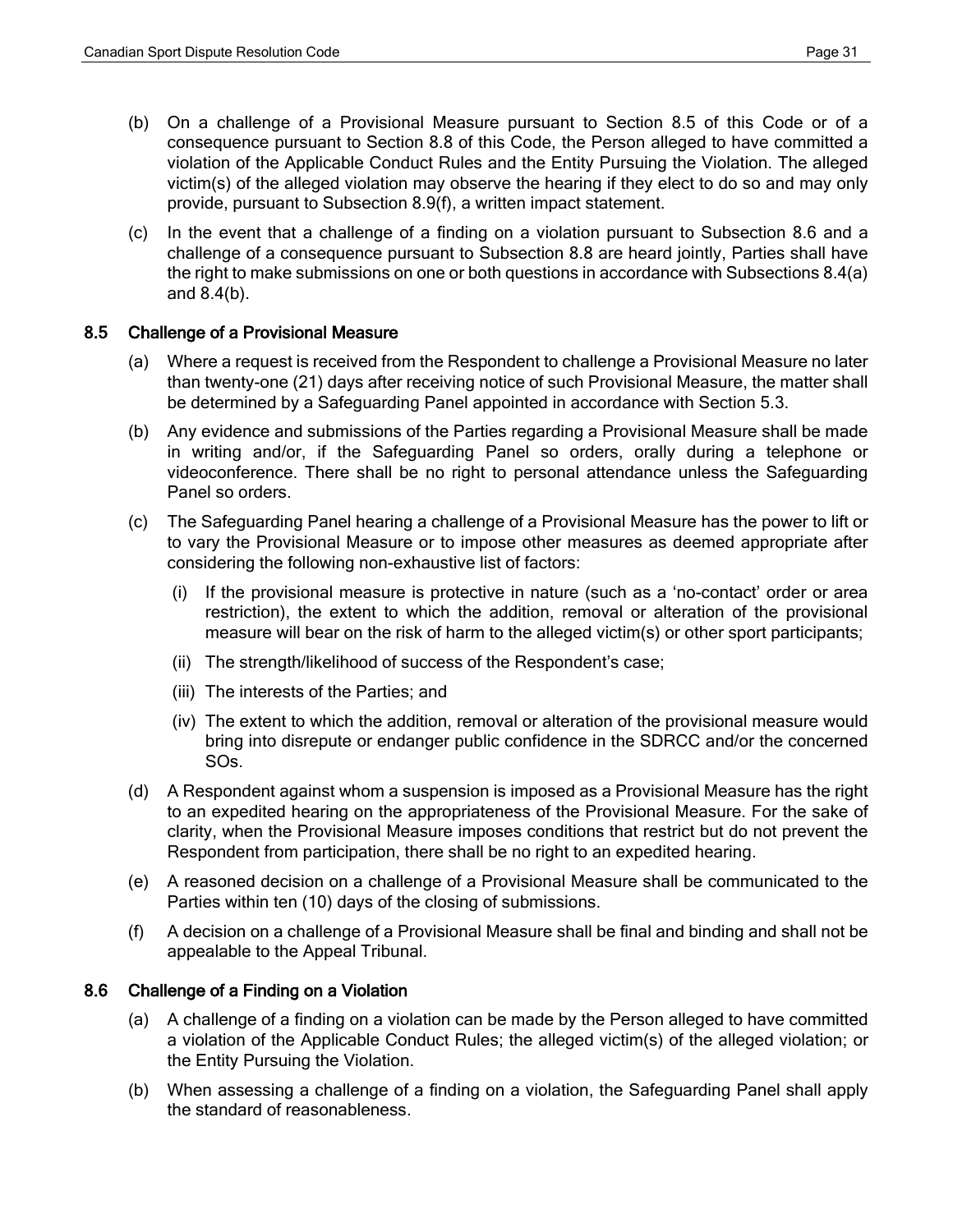(b) On a challenge of a Provisional Measure pursuant to Section 8.5 of this Code or of a consequence pursuant to Section 8.8 of this Code, the Person alleged to have committed a violation of the Applicable Conduct Rules and the Entity Pursuing the Violation. The alleged victim(s) of the alleged violation may observe the hearing if they elect to do so and may only provide, pursuant to Subsection 8.9(f), a written impact statement.

(c) In the event that a challenge of a finding on a violation pursuant to Subsection 8.6 and a challenge of a consequence pursuant to Subsection 8.8 are heard jointly, Parties shall have the right to make submissions on one or both questions in accordance with Subsections 8.4(a) and 8.4(b).

### 8.5 Challenge of a Provisional Measure

(a) Where a request is received from the Respondent to challenge a Provisional Measure no later than twenty-one (21) days after receiving notice of such Provisional Measure, the matter shall be determined by a Safeguarding Panel appointed in accordance with Section 5.3.

(b) Any evidence and submissions of the Parties regarding a Provisional Measure shall be made in writing and/or, if the Safeguarding Panel so orders, orally during a telephone or videoconference. There shall be no right to personal attendance unless the Safeguarding Panel so orders.

(c) The Safeguarding Panel hearing a challenge of a Provisional Measure has the power to lift or to vary the Provisional Measure or to impose other measures as deemed appropriate after considering the following non-exhaustive list of factors:

  (i) If the provisional measure is protective in nature (such as a 'no-contact' order or area restriction), the extent to which the addition, removal or alteration of the provisional measure will bear on the risk of harm to the alleged victim(s) or other sport participants;

  (ii) The strength/likelihood of success of the Respondent's case;

  (iii) The interests of the Parties; and

  (iv) The extent to which the addition, removal or alteration of the provisional measure would bring into disrepute or endanger public confidence in the SDRCC and/or the concerned SOs.

(d) A Respondent against whom a suspension is imposed as a Provisional Measure has the right to an expedited hearing on the appropriateness of the Provisional Measure. For the sake of clarity, when the Provisional Measure imposes conditions that restrict but do not prevent the Respondent from participation, there shall be no right to an expedited hearing.

(e) A reasoned decision on a challenge of a Provisional Measure shall be communicated to the Parties within ten (10) days of the closing of submissions.

(f) A decision on a challenge of a Provisional Measure shall be final and binding and shall not be appealable to the Appeal Tribunal.

### 8.6 Challenge of a Finding on a Violation

(a) A challenge of a finding on a violation can be made by the Person alleged to have committed a violation of the Applicable Conduct Rules; the alleged victim(s) of the alleged violation; or the Entity Pursuing the Violation.

(b) When assessing a challenge of a finding on a violation, the Safeguarding Panel shall apply the standard of reasonableness.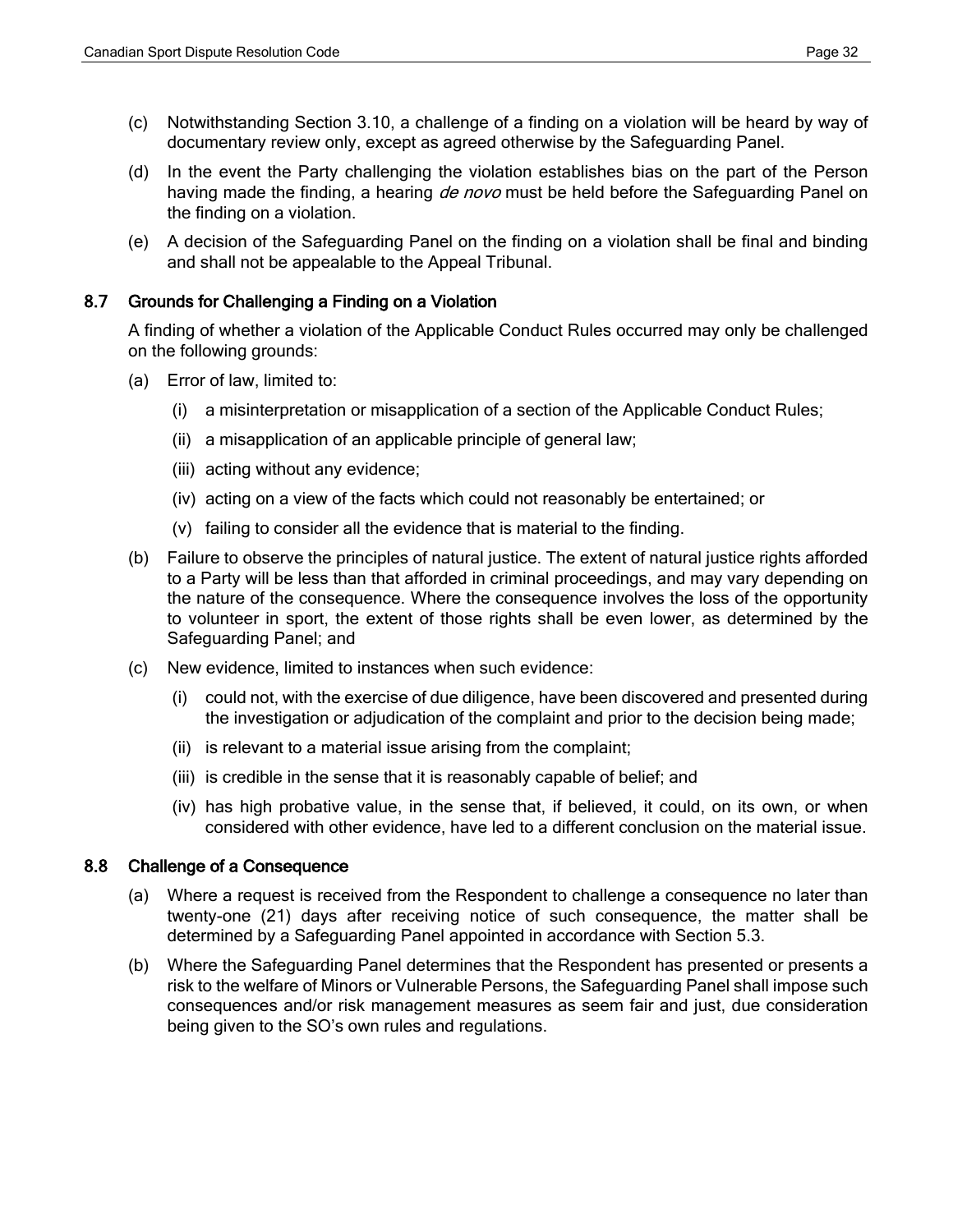(c) Notwithstanding Section 3.10, a challenge of a finding on a violation will be heard by way of documentary review only, except as agreed otherwise by the Safeguarding Panel.

(d) In the event the Party challenging the violation establishes bias on the part of the Person having made the finding, a hearing *de novo* must be held before the Safeguarding Panel on the finding on a violation.

(e) A decision of the Safeguarding Panel on the finding on a violation shall be final and binding and shall not be appealable to the Appeal Tribunal.

### 8.7 Grounds for Challenging a Finding on a Violation

A finding of whether a violation of the Applicable Conduct Rules occurred may only be challenged on the following grounds:

(a) Error of law, limited to:

  (i) a misinterpretation or misapplication of a section of the Applicable Conduct Rules;

  (ii) a misapplication of an applicable principle of general law;

  (iii) acting without any evidence;

  (iv) acting on a view of the facts which could not reasonably be entertained; or

  (v) failing to consider all the evidence that is material to the finding.

(b) Failure to observe the principles of natural justice. The extent of natural justice rights afforded to a Party will be less than that afforded in criminal proceedings, and may vary depending on the nature of the consequence. Where the consequence involves the loss of the opportunity to volunteer in sport, the extent of those rights shall be even lower, as determined by the Safeguarding Panel; and

(c) New evidence, limited to instances when such evidence:

  (i) could not, with the exercise of due diligence, have been discovered and presented during the investigation or adjudication of the complaint and prior to the decision being made;

  (ii) is relevant to a material issue arising from the complaint;

  (iii) is credible in the sense that it is reasonably capable of belief; and

  (iv) has high probative value, in the sense that, if believed, it could, on its own, or when considered with other evidence, have led to a different conclusion on the material issue.

### 8.8 Challenge of a Consequence

(a) Where a request is received from the Respondent to challenge a consequence no later than twenty-one (21) days after receiving notice of such consequence, the matter shall be determined by a Safeguarding Panel appointed in accordance with Section 5.3.

(b) Where the Safeguarding Panel determines that the Respondent has presented or presents a risk to the welfare of Minors or Vulnerable Persons, the Safeguarding Panel shall impose such consequences and/or risk management measures as seem fair and just, due consideration being given to the SO's own rules and regulations.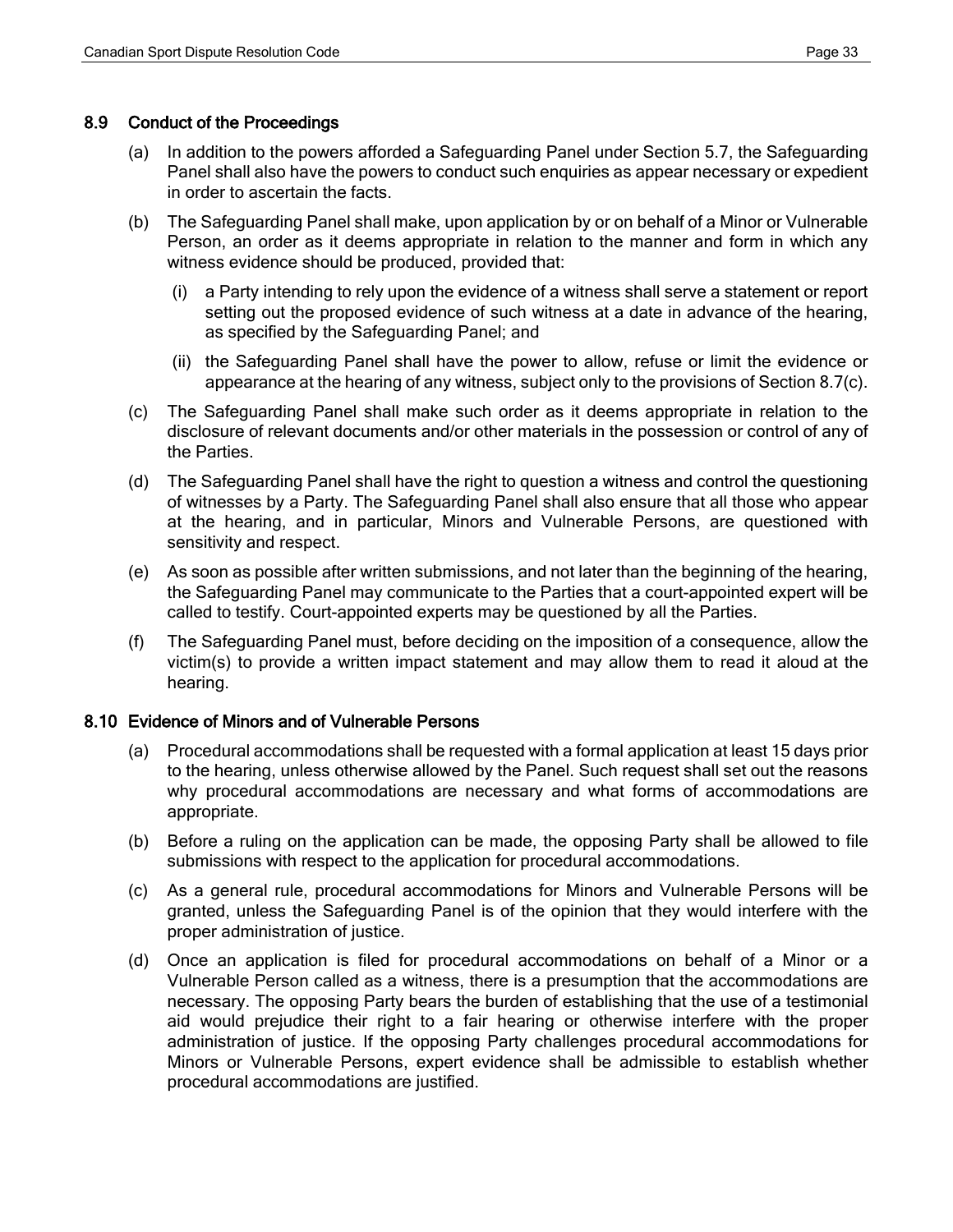### 8.9 Conduct of the Proceedings

(a) In addition to the powers afforded a Safeguarding Panel under Section 5.7, the Safeguarding Panel shall also have the powers to conduct such enquiries as appear necessary or expedient in order to ascertain the facts.

(b) The Safeguarding Panel shall make, upon application by or on behalf of a Minor or Vulnerable Person, an order as it deems appropriate in relation to the manner and form in which any witness evidence should be produced, provided that:

  (i) a Party intending to rely upon the evidence of a witness shall serve a statement or report setting out the proposed evidence of such witness at a date in advance of the hearing, as specified by the Safeguarding Panel; and

  (ii) the Safeguarding Panel shall have the power to allow, refuse or limit the evidence or appearance at the hearing of any witness, subject only to the provisions of Section 8.7(c).

(c) The Safeguarding Panel shall make such order as it deems appropriate in relation to the disclosure of relevant documents and/or other materials in the possession or control of any of the Parties.

(d) The Safeguarding Panel shall have the right to question a witness and control the questioning of witnesses by a Party. The Safeguarding Panel shall also ensure that all those who appear at the hearing, and in particular, Minors and Vulnerable Persons, are questioned with sensitivity and respect.

(e) As soon as possible after written submissions, and not later than the beginning of the hearing, the Safeguarding Panel may communicate to the Parties that a court-appointed expert will be called to testify. Court-appointed experts may be questioned by all the Parties.

(f) The Safeguarding Panel must, before deciding on the imposition of a consequence, allow the victim(s) to provide a written impact statement and may allow them to read it aloud at the hearing.

### 8.10 Evidence of Minors and of Vulnerable Persons

(a) Procedural accommodations shall be requested with a formal application at least 15 days prior to the hearing, unless otherwise allowed by the Panel. Such request shall set out the reasons why procedural accommodations are necessary and what forms of accommodations are appropriate.

(b) Before a ruling on the application can be made, the opposing Party shall be allowed to file submissions with respect to the application for procedural accommodations.

(c) As a general rule, procedural accommodations for Minors and Vulnerable Persons will be granted, unless the Safeguarding Panel is of the opinion that they would interfere with the proper administration of justice.

(d) Once an application is filed for procedural accommodations on behalf of a Minor or a Vulnerable Person called as a witness, there is a presumption that the accommodations are necessary. The opposing Party bears the burden of establishing that the use of a testimonial aid would prejudice their right to a fair hearing or otherwise interfere with the proper administration of justice. If the opposing Party challenges procedural accommodations for Minors or Vulnerable Persons, expert evidence shall be admissible to establish whether procedural accommodations are justified.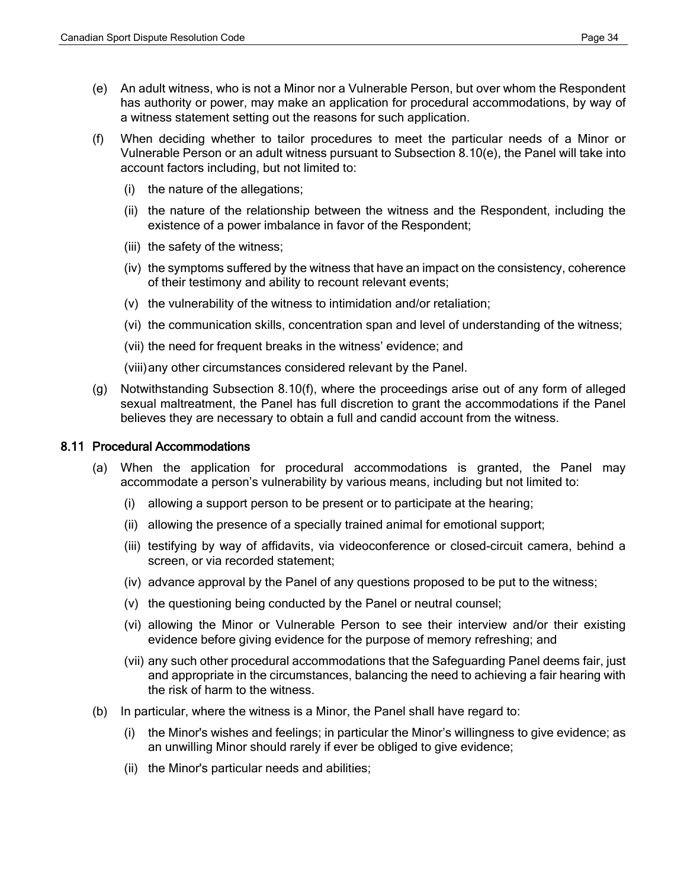(e) An adult witness, who is not a Minor nor a Vulnerable Person, but over whom the Respondent has authority or power, may make an application for procedural accommodations, by way of a witness statement setting out the reasons for such application.

(f) When deciding whether to tailor procedures to meet the particular needs of a Minor or Vulnerable Person or an adult witness pursuant to Subsection 8.10(e), the Panel will take into account factors including, but not limited to:

  (i) the nature of the allegations;

  (ii) the nature of the relationship between the witness and the Respondent, including the existence of a power imbalance in favor of the Respondent;

  (iii) the safety of the witness;

  (iv) the symptoms suffered by the witness that have an impact on the consistency, coherence of their testimony and ability to recount relevant events;

  (v) the vulnerability of the witness to intimidation and/or retaliation;

  (vi) the communication skills, concentration span and level of understanding of the witness;

  (vii) the need for frequent breaks in the witness' evidence; and

  (viii) any other circumstances considered relevant by the Panel.

(g) Notwithstanding Subsection 8.10(f), where the proceedings arise out of any form of alleged sexual maltreatment, the Panel has full discretion to grant the accommodations if the Panel believes they are necessary to obtain a full and candid account from the witness.

### 8.11 Procedural Accommodations

(a) When the application for procedural accommodations is granted, the Panel may accommodate a person's vulnerability by various means, including but not limited to:

  (i) allowing a support person to be present or to participate at the hearing;

  (ii) allowing the presence of a specially trained animal for emotional support;

  (iii) testifying by way of affidavits, via videoconference or closed-circuit camera, behind a screen, or via recorded statement;

  (iv) advance approval by the Panel of any questions proposed to be put to the witness;

  (v) the questioning being conducted by the Panel or neutral counsel;

  (vi) allowing the Minor or Vulnerable Person to see their interview and/or their existing evidence before giving evidence for the purpose of memory refreshing; and

  (vii) any such other procedural accommodations that the Safeguarding Panel deems fair, just and appropriate in the circumstances, balancing the need to achieving a fair hearing with the risk of harm to the witness.

(b) In particular, where the witness is a Minor, the Panel shall have regard to:

  (i) the Minor's wishes and feelings; in particular the Minor's willingness to give evidence; as an unwilling Minor should rarely if ever be obliged to give evidence;

  (ii) the Minor's particular needs and abilities;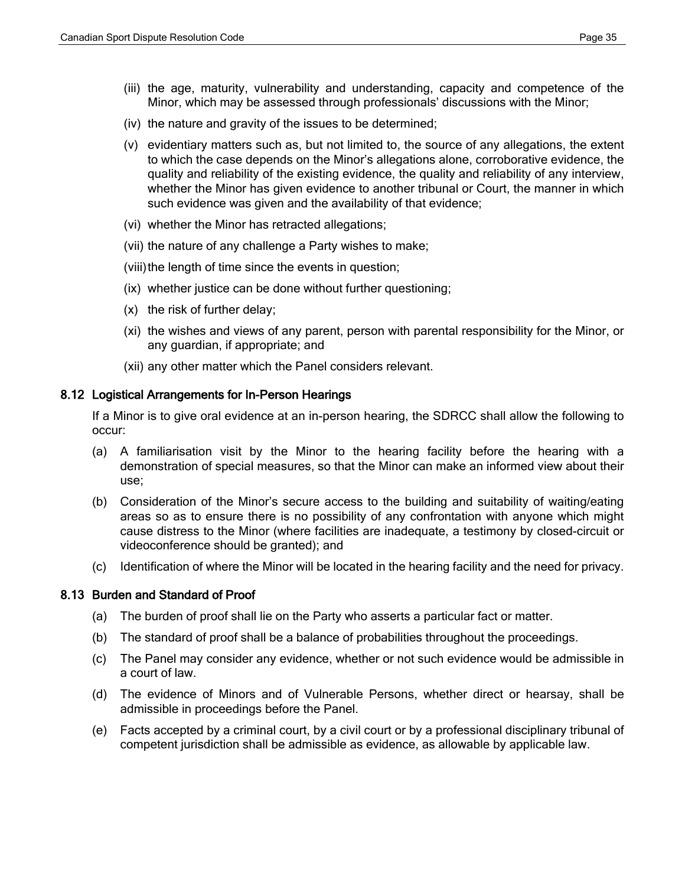(iii) the age, maturity, vulnerability and understanding, capacity and competence of the Minor, which may be assessed through professionals' discussions with the Minor;

(iv) the nature and gravity of the issues to be determined;

(v) evidentiary matters such as, but not limited to, the source of any allegations, the extent to which the case depends on the Minor's allegations alone, corroborative evidence, the quality and reliability of the existing evidence, the quality and reliability of any interview, whether the Minor has given evidence to another tribunal or Court, the manner in which such evidence was given and the availability of that evidence;

(vi) whether the Minor has retracted allegations;

(vii) the nature of any challenge a Party wishes to make;

(viii) the length of time since the events in question;

(ix) whether justice can be done without further questioning;

(x) the risk of further delay;

(xi) the wishes and views of any parent, person with parental responsibility for the Minor, or any guardian, if appropriate; and

(xii) any other matter which the Panel considers relevant.

### 8.12 Logistical Arrangements for In-Person Hearings

If a Minor is to give oral evidence at an in-person hearing, the SDRCC shall allow the following to occur:

(a) A familiarisation visit by the Minor to the hearing facility before the hearing with a demonstration of special measures, so that the Minor can make an informed view about their use;

(b) Consideration of the Minor's secure access to the building and suitability of waiting/eating areas so as to ensure there is no possibility of any confrontation with anyone which might cause distress to the Minor (where facilities are inadequate, a testimony by closed-circuit or videoconference should be granted); and

(c) Identification of where the Minor will be located in the hearing facility and the need for privacy.

### 8.13 Burden and Standard of Proof

(a) The burden of proof shall lie on the Party who asserts a particular fact or matter.

(b) The standard of proof shall be a balance of probabilities throughout the proceedings.

(c) The Panel may consider any evidence, whether or not such evidence would be admissible in a court of law.

(d) The evidence of Minors and of Vulnerable Persons, whether direct or hearsay, shall be admissible in proceedings before the Panel.

(e) Facts accepted by a criminal court, by a civil court or by a professional disciplinary tribunal of competent jurisdiction shall be admissible as evidence, as allowable by applicable law.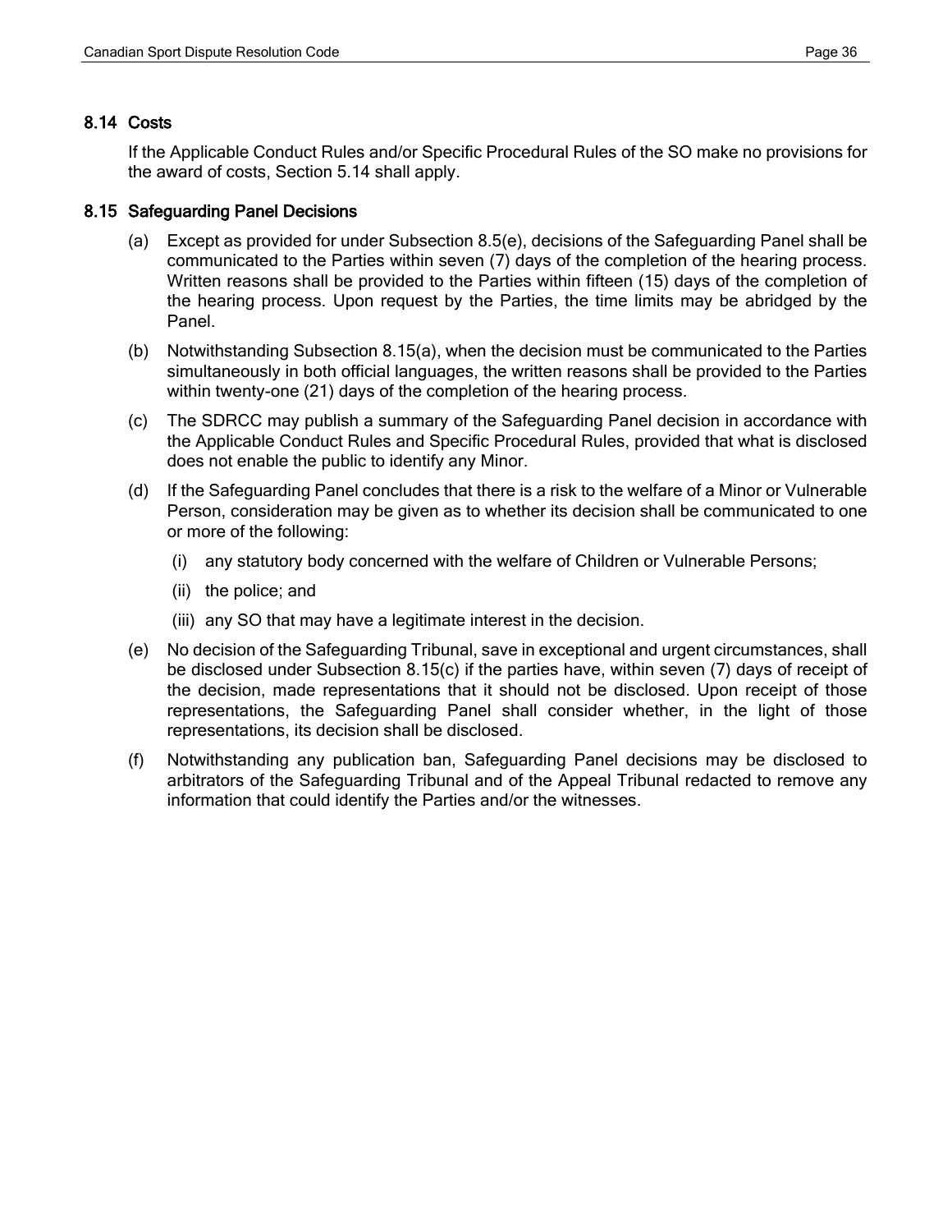### 8.14 Costs

If the Applicable Conduct Rules and/or Specific Procedural Rules of the SO make no provisions for the award of costs, Section 5.14 shall apply.

### 8.15 Safeguarding Panel Decisions

(a) Except as provided for under Subsection 8.5(e), decisions of the Safeguarding Panel shall be communicated to the Parties within seven (7) days of the completion of the hearing process. Written reasons shall be provided to the Parties within fifteen (15) days of the completion of the hearing process. Upon request by the Parties, the time limits may be abridged by the Panel.

(b) Notwithstanding Subsection 8.15(a), when the decision must be communicated to the Parties simultaneously in both official languages, the written reasons shall be provided to the Parties within twenty-one (21) days of the completion of the hearing process.

(c) The SDRCC may publish a summary of the Safeguarding Panel decision in accordance with the Applicable Conduct Rules and Specific Procedural Rules, provided that what is disclosed does not enable the public to identify any Minor.

(d) If the Safeguarding Panel concludes that there is a risk to the welfare of a Minor or Vulnerable Person, consideration may be given as to whether its decision shall be communicated to one or more of the following:

   (i) any statutory body concerned with the welfare of Children or Vulnerable Persons;

   (ii) the police; and

   (iii) any SO that may have a legitimate interest in the decision.

(e) No decision of the Safeguarding Tribunal, save in exceptional and urgent circumstances, shall be disclosed under Subsection 8.15(c) if the parties have, within seven (7) days of receipt of the decision, made representations that it should not be disclosed. Upon receipt of those representations, the Safeguarding Panel shall consider whether, in the light of those representations, its decision shall be disclosed.

(f) Notwithstanding any publication ban, Safeguarding Panel decisions may be disclosed to arbitrators of the Safeguarding Tribunal and of the Appeal Tribunal redacted to remove any information that could identify the Parties and/or the witnesses.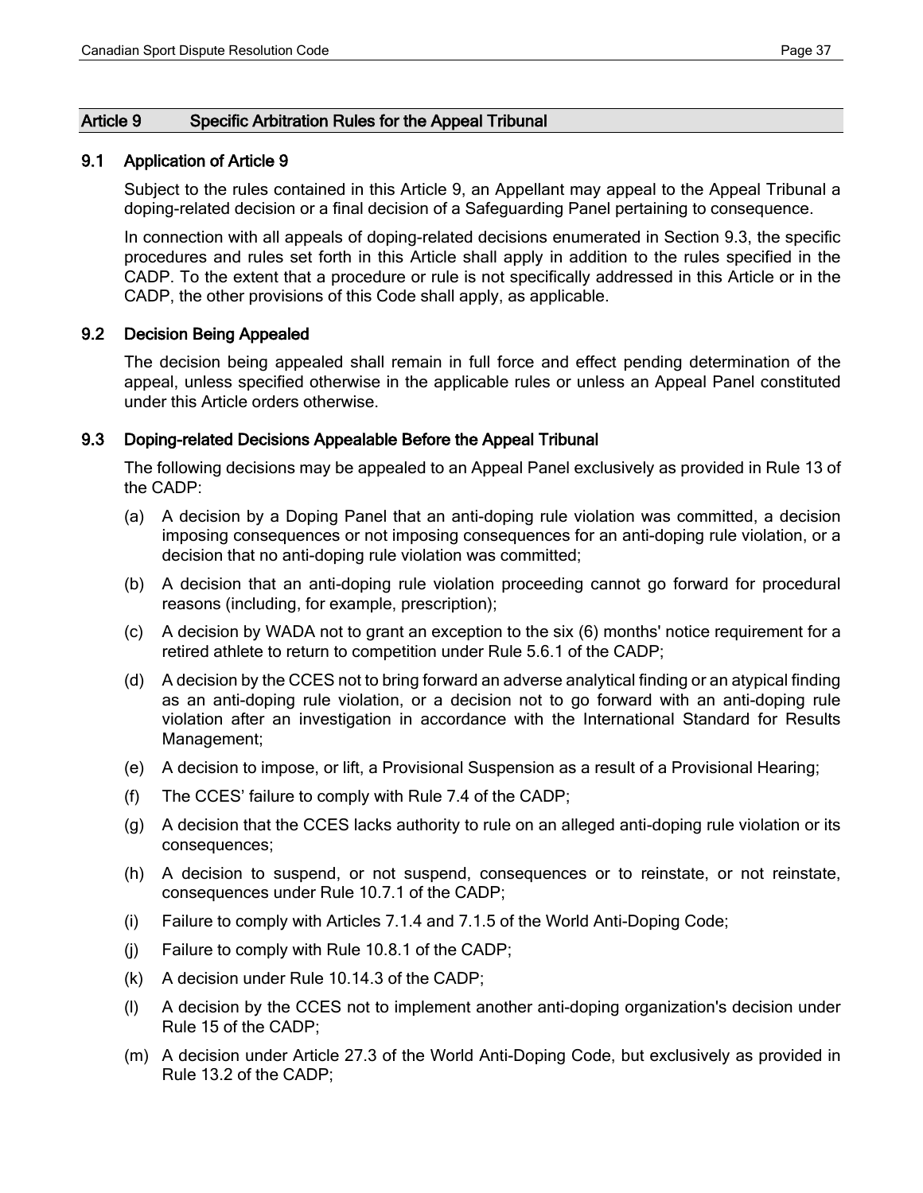## Article 9 Specific Arbitration Rules for the Appeal Tribunal

### 9.1 Application of Article 9

Subject to the rules contained in this Article 9, an Appellant may appeal to the Appeal Tribunal a doping-related decision or a final decision of a Safeguarding Panel pertaining to consequence.

In connection with all appeals of doping-related decisions enumerated in Section 9.3, the specific procedures and rules set forth in this Article shall apply in addition to the rules specified in the CADP. To the extent that a procedure or rule is not specifically addressed in this Article or in the CADP, the other provisions of this Code shall apply, as applicable.

### 9.2 Decision Being Appealed

The decision being appealed shall remain in full force and effect pending determination of the appeal, unless specified otherwise in the applicable rules or unless an Appeal Panel constituted under this Article orders otherwise.

### 9.3 Doping-related Decisions Appealable Before the Appeal Tribunal

The following decisions may be appealed to an Appeal Panel exclusively as provided in Rule 13 of the CADP:

(a) A decision by a Doping Panel that an anti-doping rule violation was committed, a decision imposing consequences or not imposing consequences for an anti-doping rule violation, or a decision that no anti-doping rule violation was committed;

(b) A decision that an anti-doping rule violation proceeding cannot go forward for procedural reasons (including, for example, prescription);

(c) A decision by WADA not to grant an exception to the six (6) months' notice requirement for a retired athlete to return to competition under Rule 5.6.1 of the CADP;

(d) A decision by the CCES not to bring forward an adverse analytical finding or an atypical finding as an anti-doping rule violation, or a decision not to go forward with an anti-doping rule violation after an investigation in accordance with the International Standard for Results Management;

(e) A decision to impose, or lift, a Provisional Suspension as a result of a Provisional Hearing;

(f) The CCES' failure to comply with Rule 7.4 of the CADP;

(g) A decision that the CCES lacks authority to rule on an alleged anti-doping rule violation or its consequences;

(h) A decision to suspend, or not suspend, consequences or to reinstate, or not reinstate, consequences under Rule 10.7.1 of the CADP;

(i) Failure to comply with Articles 7.1.4 and 7.1.5 of the World Anti-Doping Code;

(j) Failure to comply with Rule 10.8.1 of the CADP;

(k) A decision under Rule 10.14.3 of the CADP;

(l) A decision by the CCES not to implement another anti-doping organization's decision under Rule 15 of the CADP;

(m) A decision under Article 27.3 of the World Anti-Doping Code, but exclusively as provided in Rule 13.2 of the CADP;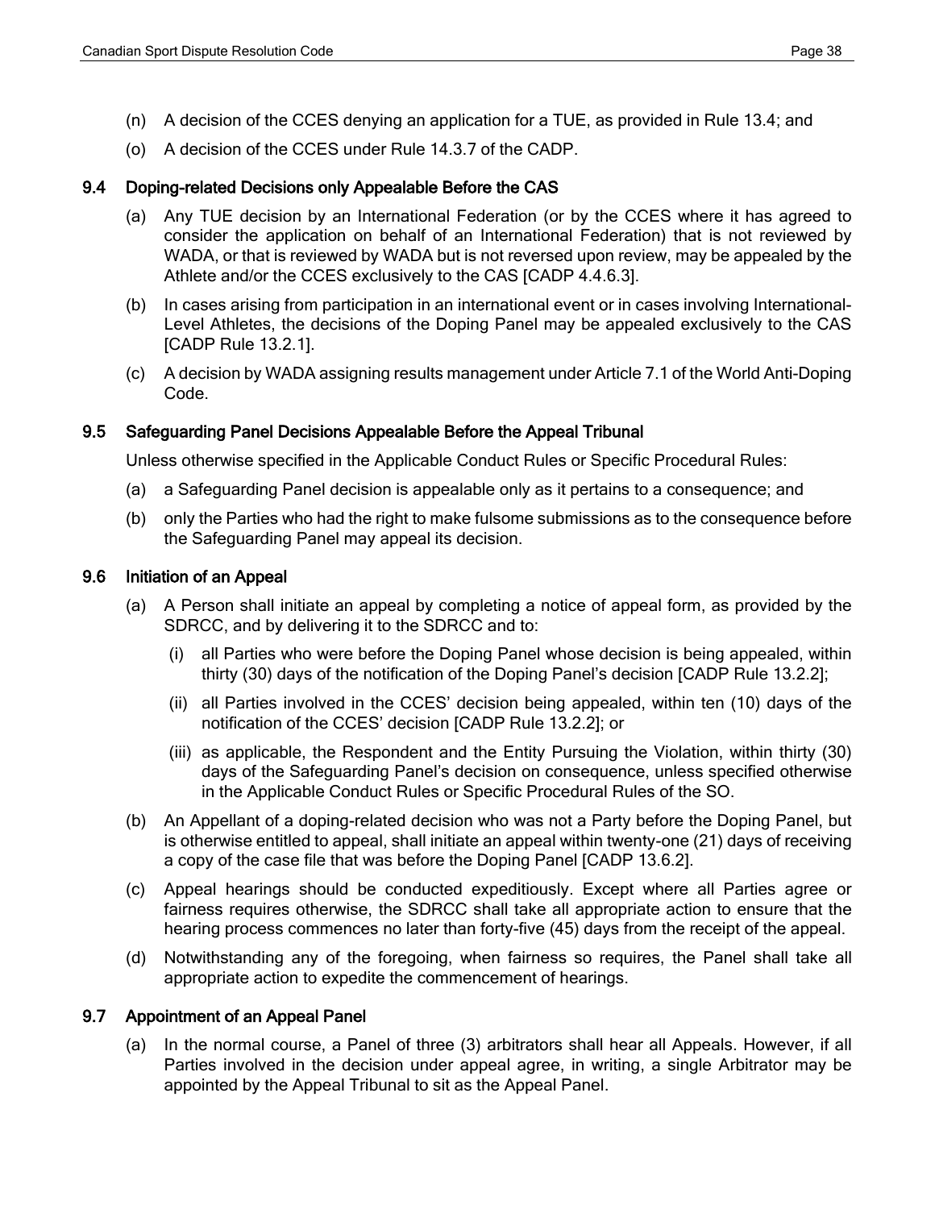(n) A decision of the CCES denying an application for a TUE, as provided in Rule 13.4; and

(o) A decision of the CCES under Rule 14.3.7 of the CADP.

### 9.4 Doping-related Decisions only Appealable Before the CAS

(a) Any TUE decision by an International Federation (or by the CCES where it has agreed to consider the application on behalf of an International Federation) that is not reviewed by WADA, or that is reviewed by WADA but is not reversed upon review, may be appealed by the Athlete and/or the CCES exclusively to the CAS [CADP 4.4.6.3].

(b) In cases arising from participation in an international event or in cases involving International-Level Athletes, the decisions of the Doping Panel may be appealed exclusively to the CAS [CADP Rule 13.2.1].

(c) A decision by WADA assigning results management under Article 7.1 of the World Anti-Doping Code.

### 9.5 Safeguarding Panel Decisions Appealable Before the Appeal Tribunal

Unless otherwise specified in the Applicable Conduct Rules or Specific Procedural Rules:

(a) a Safeguarding Panel decision is appealable only as it pertains to a consequence; and

(b) only the Parties who had the right to make fulsome submissions as to the consequence before the Safeguarding Panel may appeal its decision.

### 9.6 Initiation of an Appeal

(a) A Person shall initiate an appeal by completing a notice of appeal form, as provided by the SDRCC, and by delivering it to the SDRCC and to:

   (i) all Parties who were before the Doping Panel whose decision is being appealed, within thirty (30) days of the notification of the Doping Panel's decision [CADP Rule 13.2.2];

   (ii) all Parties involved in the CCES' decision being appealed, within ten (10) days of the notification of the CCES' decision [CADP Rule 13.2.2]; or

   (iii) as applicable, the Respondent and the Entity Pursuing the Violation, within thirty (30) days of the Safeguarding Panel's decision on consequence, unless specified otherwise in the Applicable Conduct Rules or Specific Procedural Rules of the SO.

(b) An Appellant of a doping-related decision who was not a Party before the Doping Panel, but is otherwise entitled to appeal, shall initiate an appeal within twenty-one (21) days of receiving a copy of the case file that was before the Doping Panel [CADP 13.6.2].

(c) Appeal hearings should be conducted expeditiously. Except where all Parties agree or fairness requires otherwise, the SDRCC shall take all appropriate action to ensure that the hearing process commences no later than forty-five (45) days from the receipt of the appeal.

(d) Notwithstanding any of the foregoing, when fairness so requires, the Panel shall take all appropriate action to expedite the commencement of hearings.

### 9.7 Appointment of an Appeal Panel

(a) In the normal course, a Panel of three (3) arbitrators shall hear all Appeals. However, if all Parties involved in the decision under appeal agree, in writing, a single Arbitrator may be appointed by the Appeal Tribunal to sit as the Appeal Panel.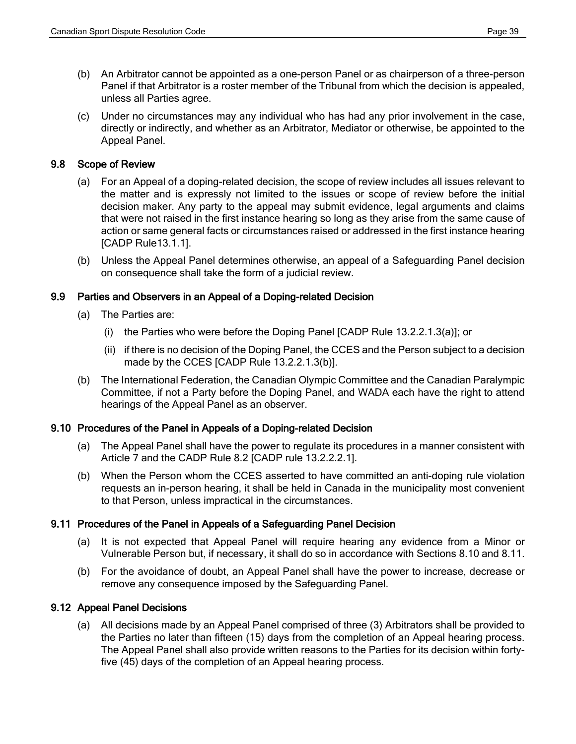(b) An Arbitrator cannot be appointed as a one-person Panel or as chairperson of a three-person Panel if that Arbitrator is a roster member of the Tribunal from which the decision is appealed, unless all Parties agree.

(c) Under no circumstances may any individual who has had any prior involvement in the case, directly or indirectly, and whether as an Arbitrator, Mediator or otherwise, be appointed to the Appeal Panel.

### 9.8 Scope of Review

(a) For an Appeal of a doping-related decision, the scope of review includes all issues relevant to the matter and is expressly not limited to the issues or scope of review before the initial decision maker. Any party to the appeal may submit evidence, legal arguments and claims that were not raised in the first instance hearing so long as they arise from the same cause of action or same general facts or circumstances raised or addressed in the first instance hearing [CADP Rule13.1.1].

(b) Unless the Appeal Panel determines otherwise, an appeal of a Safeguarding Panel decision on consequence shall take the form of a judicial review.

### 9.9 Parties and Observers in an Appeal of a Doping-related Decision

(a) The Parties are:

  (i) the Parties who were before the Doping Panel [CADP Rule 13.2.2.1.3(a)]; or

  (ii) if there is no decision of the Doping Panel, the CCES and the Person subject to a decision made by the CCES [CADP Rule 13.2.2.1.3(b)].

(b) The International Federation, the Canadian Olympic Committee and the Canadian Paralympic Committee, if not a Party before the Doping Panel, and WADA each have the right to attend hearings of the Appeal Panel as an observer.

### 9.10 Procedures of the Panel in Appeals of a Doping-related Decision

(a) The Appeal Panel shall have the power to regulate its procedures in a manner consistent with Article 7 and the CADP Rule 8.2 [CADP rule 13.2.2.2.1].

(b) When the Person whom the CCES asserted to have committed an anti-doping rule violation requests an in-person hearing, it shall be held in Canada in the municipality most convenient to that Person, unless impractical in the circumstances.

### 9.11 Procedures of the Panel in Appeals of a Safeguarding Panel Decision

(a) It is not expected that Appeal Panel will require hearing any evidence from a Minor or Vulnerable Person but, if necessary, it shall do so in accordance with Sections 8.10 and 8.11.

(b) For the avoidance of doubt, an Appeal Panel shall have the power to increase, decrease or remove any consequence imposed by the Safeguarding Panel.

### 9.12 Appeal Panel Decisions

(a) All decisions made by an Appeal Panel comprised of three (3) Arbitrators shall be provided to the Parties no later than fifteen (15) days from the completion of an Appeal hearing process. The Appeal Panel shall also provide written reasons to the Parties for its decision within forty-five (45) days of the completion of an Appeal hearing process.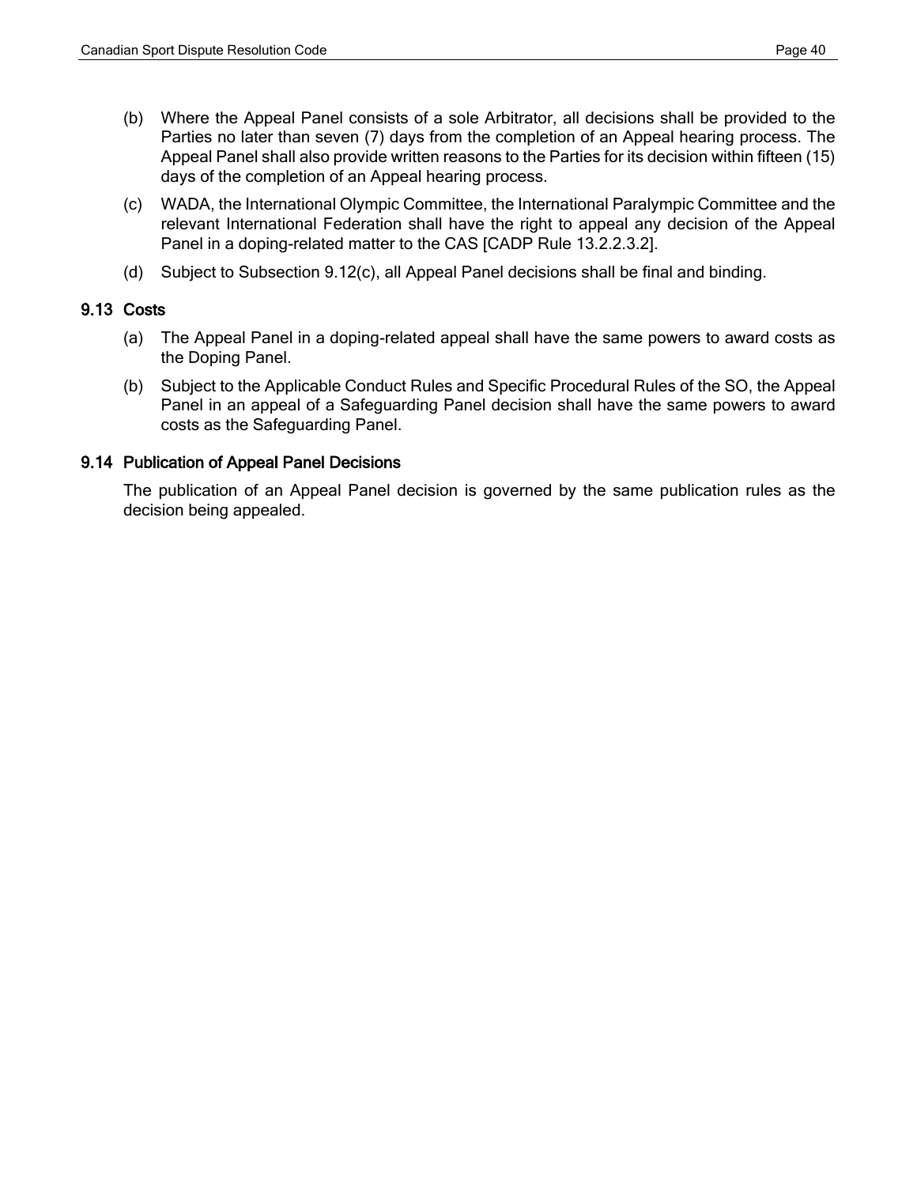(b) Where the Appeal Panel consists of a sole Arbitrator, all decisions shall be provided to the Parties no later than seven (7) days from the completion of an Appeal hearing process. The Appeal Panel shall also provide written reasons to the Parties for its decision within fifteen (15) days of the completion of an Appeal hearing process.

(c) WADA, the International Olympic Committee, the International Paralympic Committee and the relevant International Federation shall have the right to appeal any decision of the Appeal Panel in a doping-related matter to the CAS [CADP Rule 13.2.2.3.2].

(d) Subject to Subsection 9.12(c), all Appeal Panel decisions shall be final and binding.

### 9.13 Costs

(a) The Appeal Panel in a doping-related appeal shall have the same powers to award costs as the Doping Panel.

(b) Subject to the Applicable Conduct Rules and Specific Procedural Rules of the SO, the Appeal Panel in an appeal of a Safeguarding Panel decision shall have the same powers to award costs as the Safeguarding Panel.

### 9.14 Publication of Appeal Panel Decisions

The publication of an Appeal Panel decision is governed by the same publication rules as the decision being appealed.